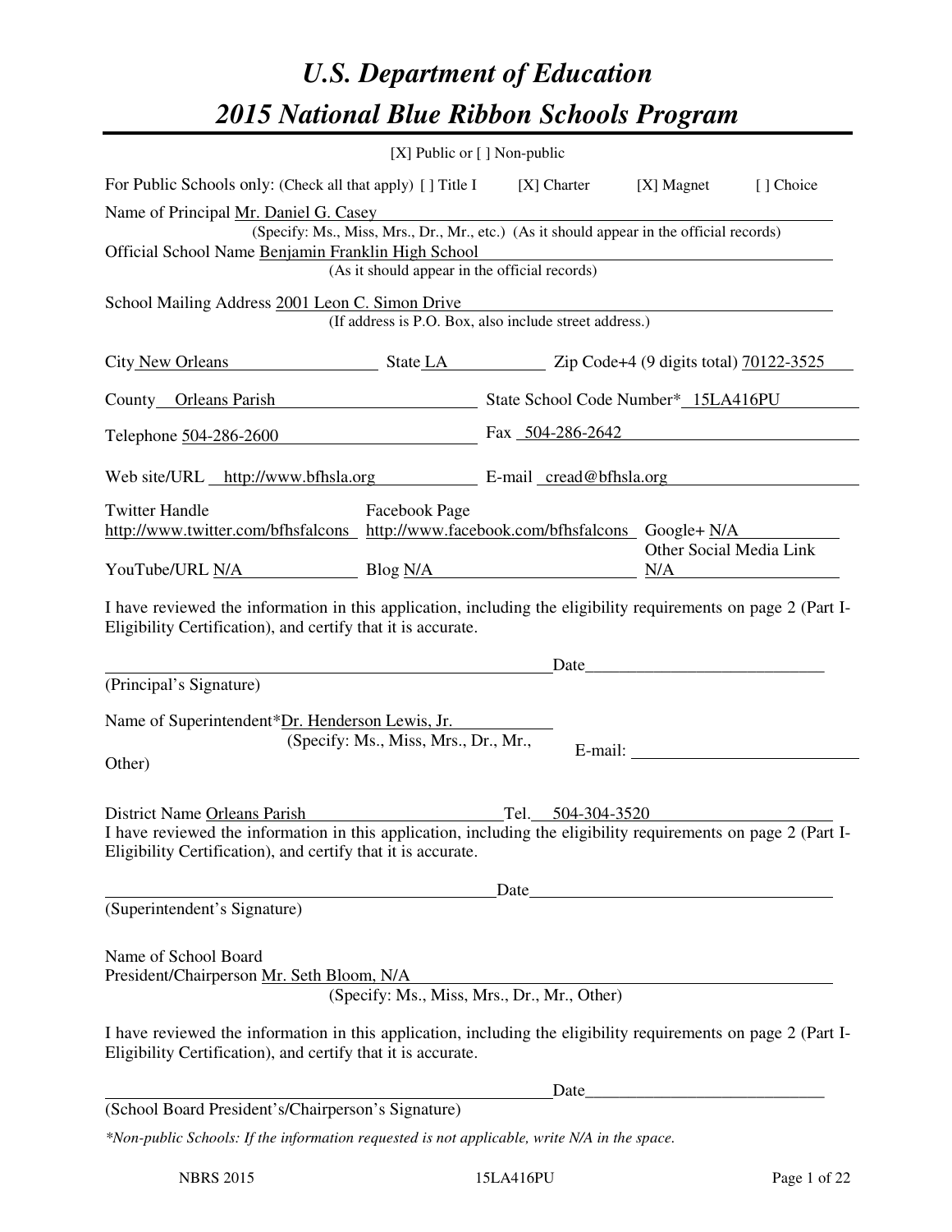# *U.S. Department of Education*
# *2015 National Blue Ribbon Schools Program*

[X] Public or [ ] Non-public

For Public Schools only: (Check all that apply) [ ] Title I [X] Charter [X] Magnet [ ] Choice

Name of Principal Mr. Daniel G. Casey
(Specify: Ms., Miss, Mrs., Dr., Mr., etc.) (As it should appear in the official records)

Official School Name Benjamin Franklin High School
(As it should appear in the official records)

School Mailing Address 2001 Leon C. Simon Drive
(If address is P.O. Box, also include street address.)

City New Orleans State LA Zip Code+4 (9 digits total) 70122-3525

County Orleans Parish State School Code Number* 15LA416PU

Telephone 504-286-2600 Fax 504-286-2642

Web site/URL http://www.bfhsla.org E-mail cread@bfhsla.org

Twitter Handle http://www.twitter.com/bfhsfalcons Facebook Page http://www.facebook.com/bfhsfalcons Google+ N/A

YouTube/URL N/A Blog N/A Other Social Media Link N/A

I have reviewed the information in this application, including the eligibility requirements on page 2 (Part I-Eligibility Certification), and certify that it is accurate.

_______________________________________ Date_______________________
(Principal's Signature)

Name of Superintendent*Dr. Henderson Lewis, Jr.
(Specify: Ms., Miss, Mrs., Dr., Mr., Other) E-mail: _______________________

District Name Orleans Parish Tel. 504-304-3520

I have reviewed the information in this application, including the eligibility requirements on page 2 (Part I-Eligibility Certification), and certify that it is accurate.

_______________________________________ Date_______________________
(Superintendent's Signature)

Name of School Board
President/Chairperson Mr. Seth Bloom, N/A
(Specify: Ms., Miss, Mrs., Dr., Mr., Other)

I have reviewed the information in this application, including the eligibility requirements on page 2 (Part I-Eligibility Certification), and certify that it is accurate.

_______________________________________ Date_______________________
(School Board President's/Chairperson's Signature)

*\*Non-public Schools: If the information requested is not applicable, write N/A in the space.*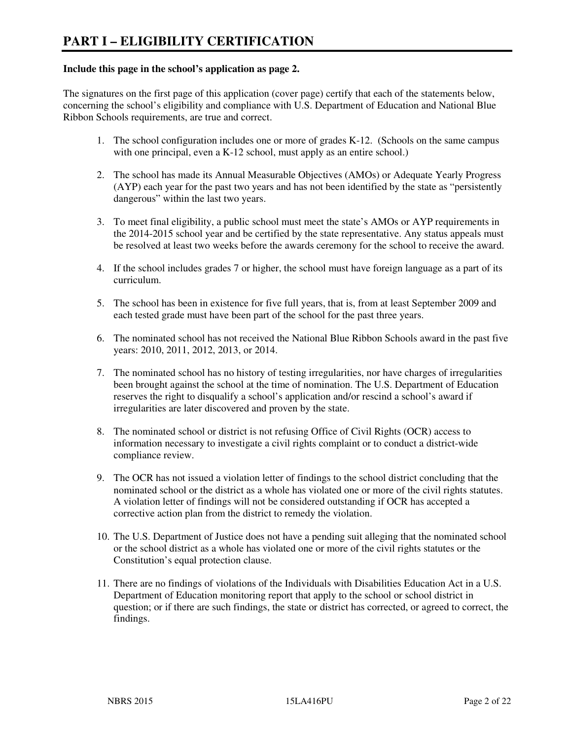# PART I – ELIGIBILITY CERTIFICATION

**Include this page in the school's application as page 2.**

The signatures on the first page of this application (cover page) certify that each of the statements below, concerning the school's eligibility and compliance with U.S. Department of Education and National Blue Ribbon Schools requirements, are true and correct.

1. The school configuration includes one or more of grades K-12. (Schools on the same campus with one principal, even a K-12 school, must apply as an entire school.)

2. The school has made its Annual Measurable Objectives (AMOs) or Adequate Yearly Progress (AYP) each year for the past two years and has not been identified by the state as "persistently dangerous" within the last two years.

3. To meet final eligibility, a public school must meet the state's AMOs or AYP requirements in the 2014-2015 school year and be certified by the state representative. Any status appeals must be resolved at least two weeks before the awards ceremony for the school to receive the award.

4. If the school includes grades 7 or higher, the school must have foreign language as a part of its curriculum.

5. The school has been in existence for five full years, that is, from at least September 2009 and each tested grade must have been part of the school for the past three years.

6. The nominated school has not received the National Blue Ribbon Schools award in the past five years: 2010, 2011, 2012, 2013, or 2014.

7. The nominated school has no history of testing irregularities, nor have charges of irregularities been brought against the school at the time of nomination. The U.S. Department of Education reserves the right to disqualify a school's application and/or rescind a school's award if irregularities are later discovered and proven by the state.

8. The nominated school or district is not refusing Office of Civil Rights (OCR) access to information necessary to investigate a civil rights complaint or to conduct a district-wide compliance review.

9. The OCR has not issued a violation letter of findings to the school district concluding that the nominated school or the district as a whole has violated one or more of the civil rights statutes. A violation letter of findings will not be considered outstanding if OCR has accepted a corrective action plan from the district to remedy the violation.

10. The U.S. Department of Justice does not have a pending suit alleging that the nominated school or the school district as a whole has violated one or more of the civil rights statutes or the Constitution's equal protection clause.

11. There are no findings of violations of the Individuals with Disabilities Education Act in a U.S. Department of Education monitoring report that apply to the school or school district in question; or if there are such findings, the state or district has corrected, or agreed to correct, the findings.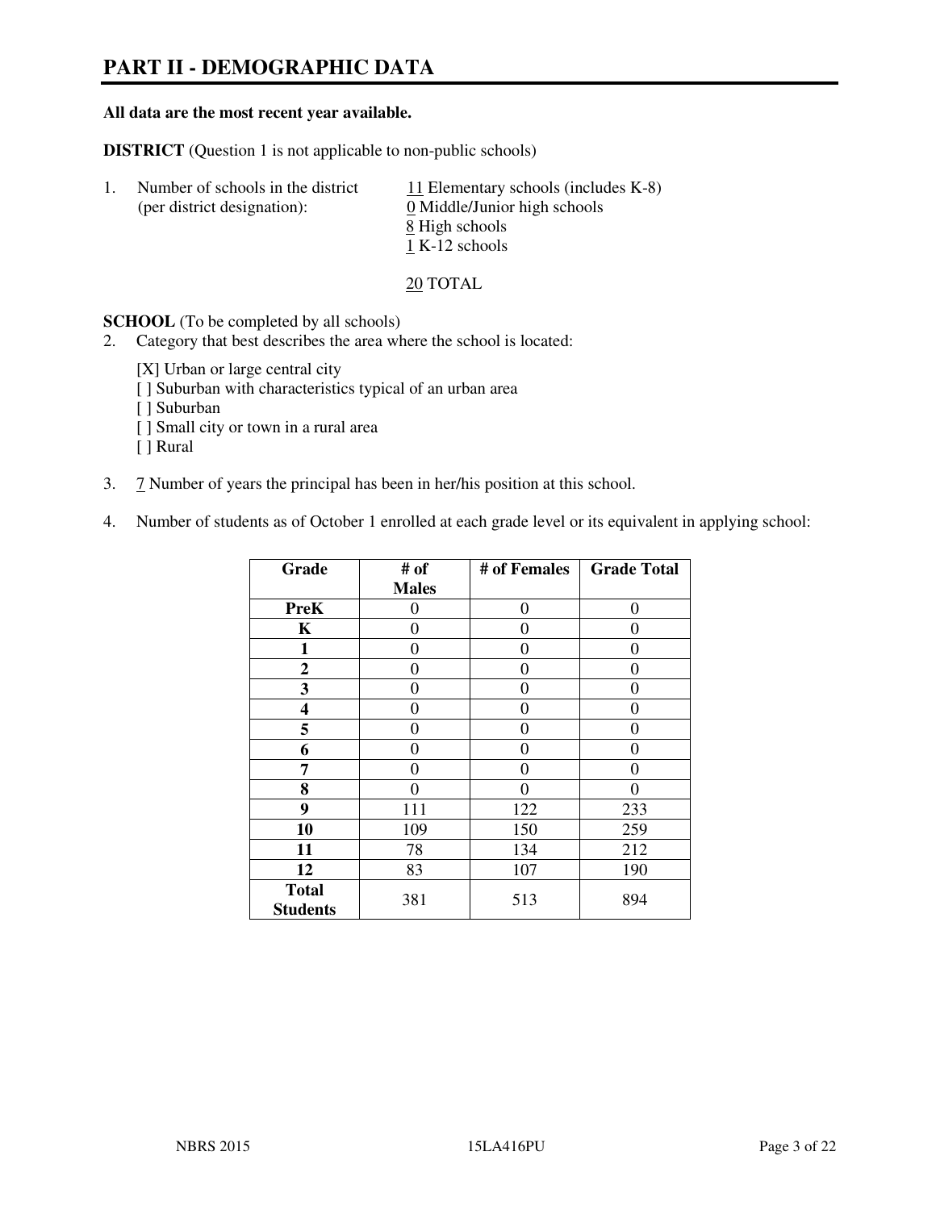# PART II - DEMOGRAPHIC DATA

**All data are the most recent year available.**

**DISTRICT** (Question 1 is not applicable to non-public schools)

1. Number of schools in the district (per district designation):
   11 Elementary schools (includes K-8)
   0 Middle/Junior high schools
   8 High schools
   1 K-12 schools

   20 TOTAL

**SCHOOL** (To be completed by all schools)

2. Category that best describes the area where the school is located:

   [X] Urban or large central city
   [ ] Suburban with characteristics typical of an urban area
   [ ] Suburban
   [ ] Small city or town in a rural area
   [ ] Rural

3. 7 Number of years the principal has been in her/his position at this school.

4. Number of students as of October 1 enrolled at each grade level or its equivalent in applying school:

| Grade | # of Males | # of Females | Grade Total |
|---|---|---|---|
| **PreK** | 0 | 0 | 0 |
| **K** | 0 | 0 | 0 |
| **1** | 0 | 0 | 0 |
| **2** | 0 | 0 | 0 |
| **3** | 0 | 0 | 0 |
| **4** | 0 | 0 | 0 |
| **5** | 0 | 0 | 0 |
| **6** | 0 | 0 | 0 |
| **7** | 0 | 0 | 0 |
| **8** | 0 | 0 | 0 |
| **9** | 111 | 122 | 233 |
| **10** | 109 | 150 | 259 |
| **11** | 78 | 134 | 212 |
| **12** | 83 | 107 | 190 |
| **Total Students** | 381 | 513 | 894 |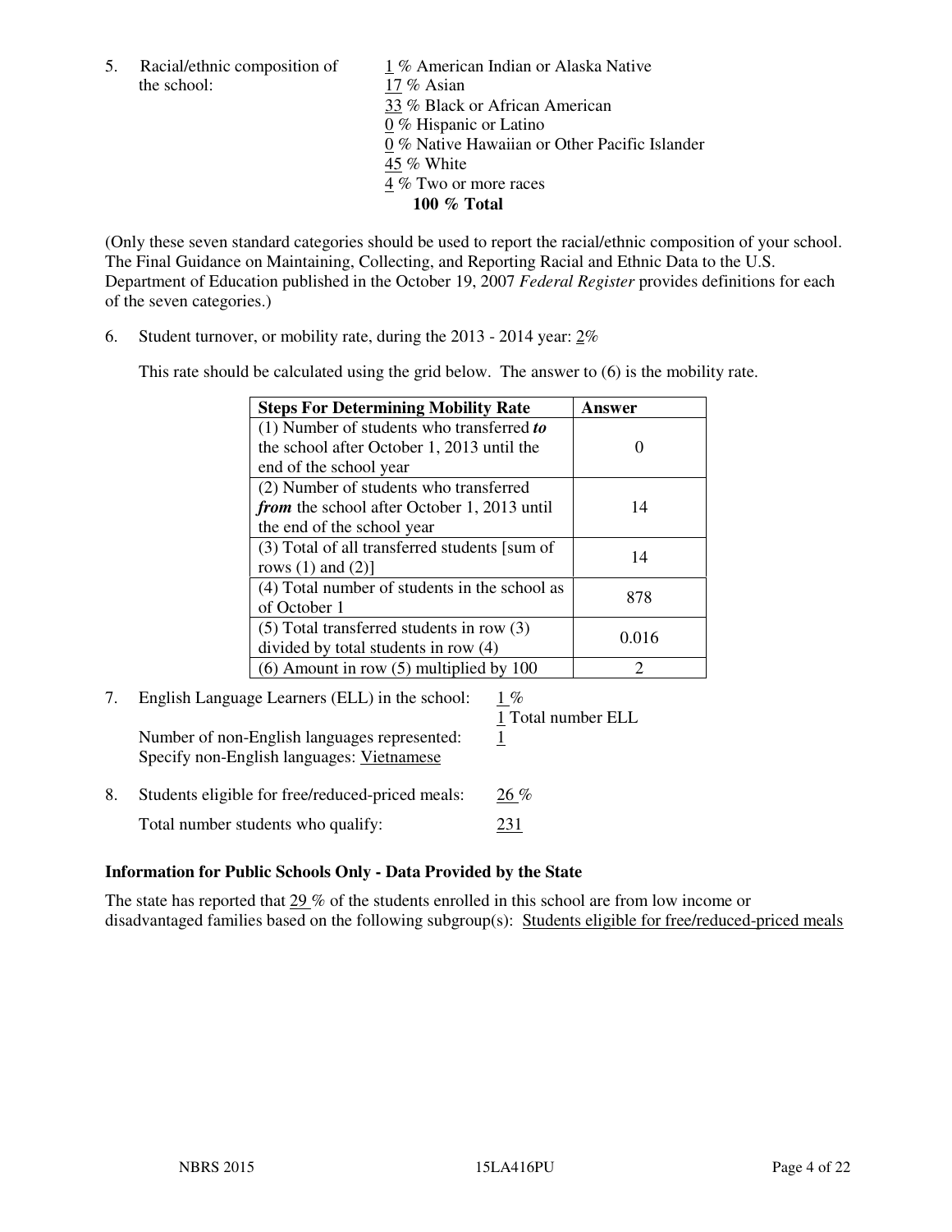5. Racial/ethnic composition of the school:

1 % American Indian or Alaska Native
17 % Asian
33 % Black or African American
0 % Hispanic or Latino
0 % Native Hawaiian or Other Pacific Islander
45 % White
4 % Two or more races
**100 % Total**

(Only these seven standard categories should be used to report the racial/ethnic composition of your school. The Final Guidance on Maintaining, Collecting, and Reporting Racial and Ethnic Data to the U.S. Department of Education published in the October 19, 2007 *Federal Register* provides definitions for each of the seven categories.)

6. Student turnover, or mobility rate, during the 2013 - 2014 year: 2%

This rate should be calculated using the grid below. The answer to (6) is the mobility rate.

| **Steps For Determining Mobility Rate** | **Answer** |
|---|---|
| (1) Number of students who transferred ***to*** the school after October 1, 2013 until the end of the school year | 0 |
| (2) Number of students who transferred ***from*** the school after October 1, 2013 until the end of the school year | 14 |
| (3) Total of all transferred students [sum of rows (1) and (2)] | 14 |
| (4) Total number of students in the school as of October 1 | 878 |
| (5) Total transferred students in row (3) divided by total students in row (4) | 0.016 |
| (6) Amount in row (5) multiplied by 100 | 2 |

7. English Language Learners (ELL) in the school: 1 %
   1 Total number ELL

   Number of non-English languages represented: 1
   Specify non-English languages: Vietnamese

8. Students eligible for free/reduced-priced meals: 26 %

   Total number students who qualify: 231

### Information for Public Schools Only - Data Provided by the State

The state has reported that 29 % of the students enrolled in this school are from low income or disadvantaged families based on the following subgroup(s): Students eligible for free/reduced-priced meals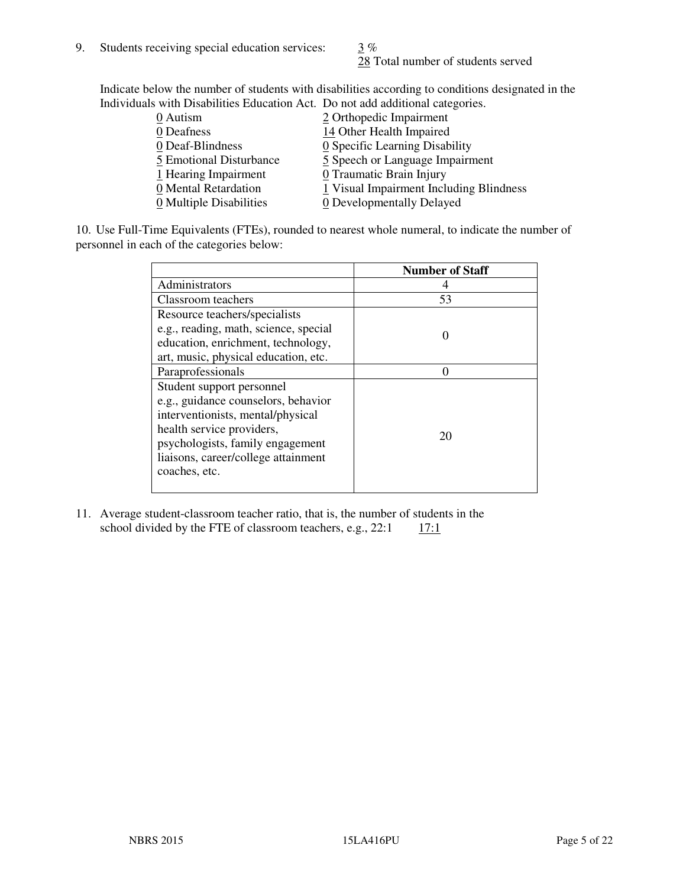9. Students receiving special education services: 3 %
   28 Total number of students served

Indicate below the number of students with disabilities according to conditions designated in the Individuals with Disabilities Education Act. Do not add additional categories.

| | |
|---|---|
| 0 Autism | 2 Orthopedic Impairment |
| 0 Deafness | 14 Other Health Impaired |
| 0 Deaf-Blindness | 0 Specific Learning Disability |
| 5 Emotional Disturbance | 5 Speech or Language Impairment |
| 1 Hearing Impairment | 0 Traumatic Brain Injury |
| 0 Mental Retardation | 1 Visual Impairment Including Blindness |
| 0 Multiple Disabilities | 0 Developmentally Delayed |

10. Use Full-Time Equivalents (FTEs), rounded to nearest whole numeral, to indicate the number of personnel in each of the categories below:

| | Number of Staff |
|---|---|
| Administrators | 4 |
| Classroom teachers | 53 |
| Resource teachers/specialists e.g., reading, math, science, special education, enrichment, technology, art, music, physical education, etc. | 0 |
| Paraprofessionals | 0 |
| Student support personnel e.g., guidance counselors, behavior interventionists, mental/physical health service providers, psychologists, family engagement liaisons, career/college attainment coaches, etc. | 20 |

11. Average student-classroom teacher ratio, that is, the number of students in the school divided by the FTE of classroom teachers, e.g., 22:1 17:1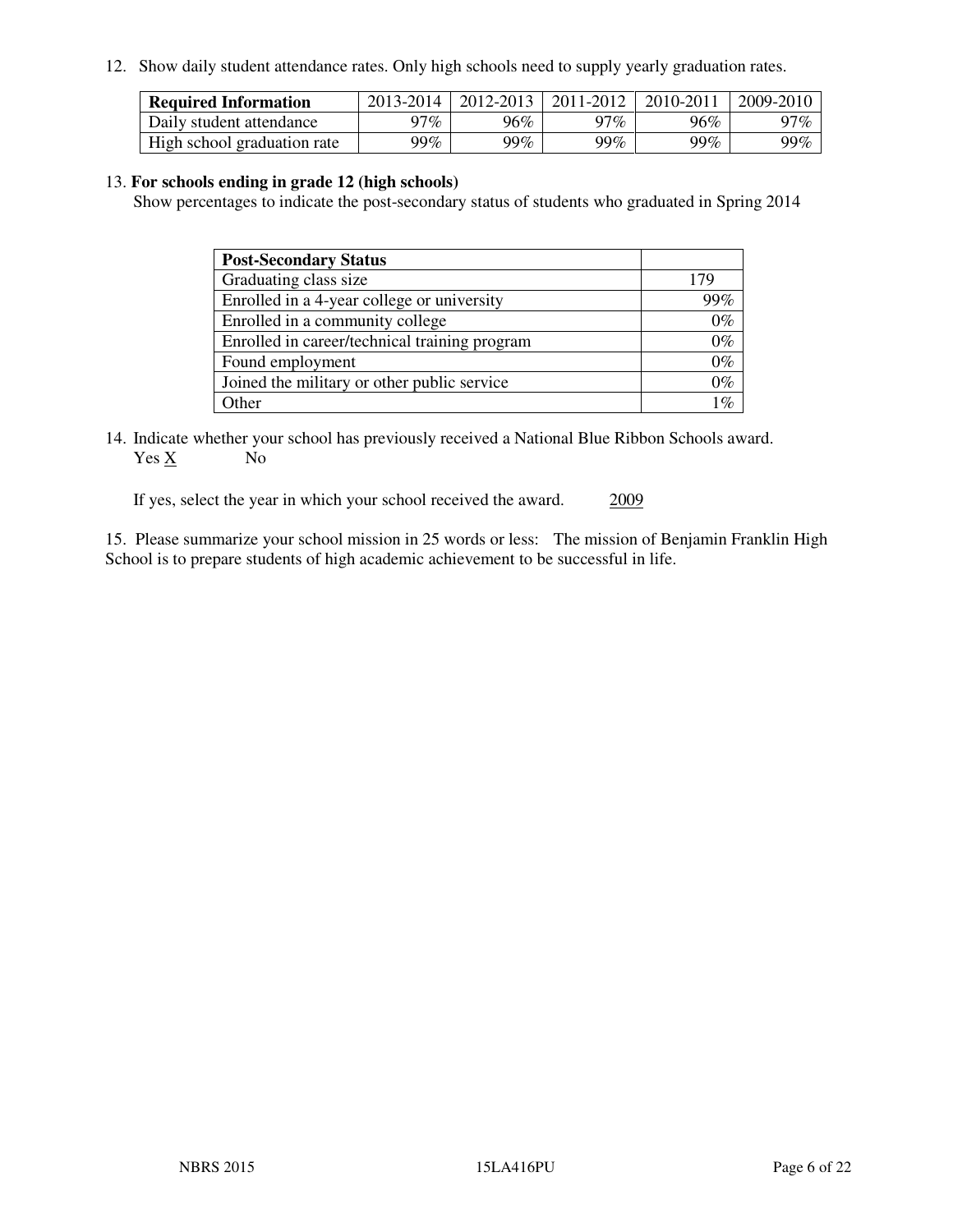12. Show daily student attendance rates. Only high schools need to supply yearly graduation rates.

| **Required Information** | 2013-2014 | 2012-2013 | 2011-2012 | 2010-2011 | 2009-2010 |
|---|---|---|---|---|---|
| Daily student attendance | 97% | 96% | 97% | 96% | 97% |
| High school graduation rate | 99% | 99% | 99% | 99% | 99% |

13. **For schools ending in grade 12 (high schools)**
Show percentages to indicate the post-secondary status of students who graduated in Spring 2014

| **Post-Secondary Status** | |
|---|---|
| Graduating class size | 179 |
| Enrolled in a 4-year college or university | 99% |
| Enrolled in a community college | 0% |
| Enrolled in career/technical training program | 0% |
| Found employment | 0% |
| Joined the military or other public service | 0% |
| Other | 1% |

14. Indicate whether your school has previously received a National Blue Ribbon Schools award.
Yes X No

If yes, select the year in which your school received the award. 2009

15. Please summarize your school mission in 25 words or less: The mission of Benjamin Franklin High School is to prepare students of high academic achievement to be successful in life.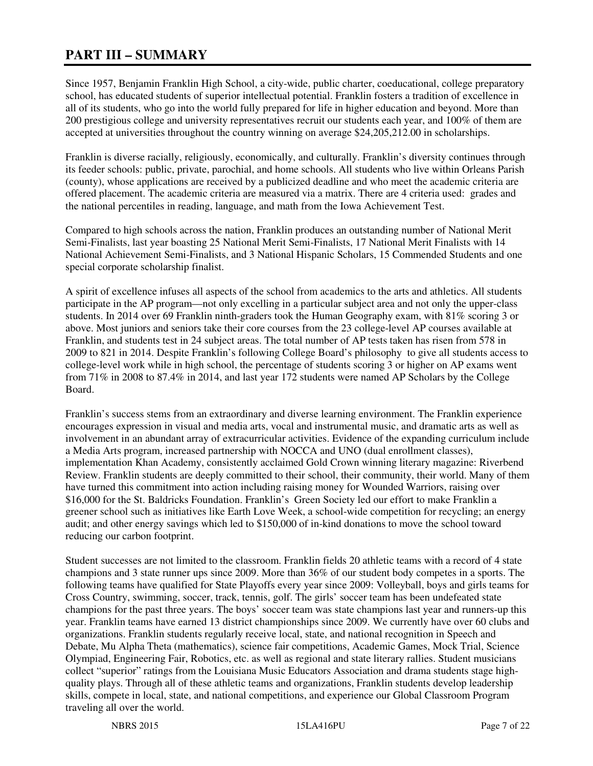# PART III – SUMMARY

Since 1957, Benjamin Franklin High School, a city-wide, public charter, coeducational, college preparatory school, has educated students of superior intellectual potential. Franklin fosters a tradition of excellence in all of its students, who go into the world fully prepared for life in higher education and beyond. More than 200 prestigious college and university representatives recruit our students each year, and 100% of them are accepted at universities throughout the country winning on average $24,205,212.00 in scholarships.

Franklin is diverse racially, religiously, economically, and culturally. Franklin's diversity continues through its feeder schools: public, private, parochial, and home schools. All students who live within Orleans Parish (county), whose applications are received by a publicized deadline and who meet the academic criteria are offered placement. The academic criteria are measured via a matrix. There are 4 criteria used: grades and the national percentiles in reading, language, and math from the Iowa Achievement Test.

Compared to high schools across the nation, Franklin produces an outstanding number of National Merit Semi-Finalists, last year boasting 25 National Merit Semi-Finalists, 17 National Merit Finalists with 14 National Achievement Semi-Finalists, and 3 National Hispanic Scholars, 15 Commended Students and one special corporate scholarship finalist.

A spirit of excellence infuses all aspects of the school from academics to the arts and athletics. All students participate in the AP program—not only excelling in a particular subject area and not only the upper-class students. In 2014 over 69 Franklin ninth-graders took the Human Geography exam, with 81% scoring 3 or above. Most juniors and seniors take their core courses from the 23 college-level AP courses available at Franklin, and students test in 24 subject areas. The total number of AP tests taken has risen from 578 in 2009 to 821 in 2014. Despite Franklin's following College Board's philosophy to give all students access to college-level work while in high school, the percentage of students scoring 3 or higher on AP exams went from 71% in 2008 to 87.4% in 2014, and last year 172 students were named AP Scholars by the College Board.

Franklin's success stems from an extraordinary and diverse learning environment. The Franklin experience encourages expression in visual and media arts, vocal and instrumental music, and dramatic arts as well as involvement in an abundant array of extracurricular activities. Evidence of the expanding curriculum include a Media Arts program, increased partnership with NOCCA and UNO (dual enrollment classes), implementation Khan Academy, consistently acclaimed Gold Crown winning literary magazine: Riverbend Review. Franklin students are deeply committed to their school, their community, their world. Many of them have turned this commitment into action including raising money for Wounded Warriors, raising over $16,000 for the St. Baldricks Foundation. Franklin's Green Society led our effort to make Franklin a greener school such as initiatives like Earth Love Week, a school-wide competition for recycling; an energy audit; and other energy savings which led to $150,000 of in-kind donations to move the school toward reducing our carbon footprint.

Student successes are not limited to the classroom. Franklin fields 20 athletic teams with a record of 4 state champions and 3 state runner ups since 2009. More than 36% of our student body competes in a sports. The following teams have qualified for State Playoffs every year since 2009: Volleyball, boys and girls teams for Cross Country, swimming, soccer, track, tennis, golf. The girls' soccer team has been undefeated state champions for the past three years. The boys' soccer team was state champions last year and runners-up this year. Franklin teams have earned 13 district championships since 2009. We currently have over 60 clubs and organizations. Franklin students regularly receive local, state, and national recognition in Speech and Debate, Mu Alpha Theta (mathematics), science fair competitions, Academic Games, Mock Trial, Science Olympiad, Engineering Fair, Robotics, etc. as well as regional and state literary rallies. Student musicians collect "superior" ratings from the Louisiana Music Educators Association and drama students stage high-quality plays. Through all of these athletic teams and organizations, Franklin students develop leadership skills, compete in local, state, and national competitions, and experience our Global Classroom Program traveling all over the world.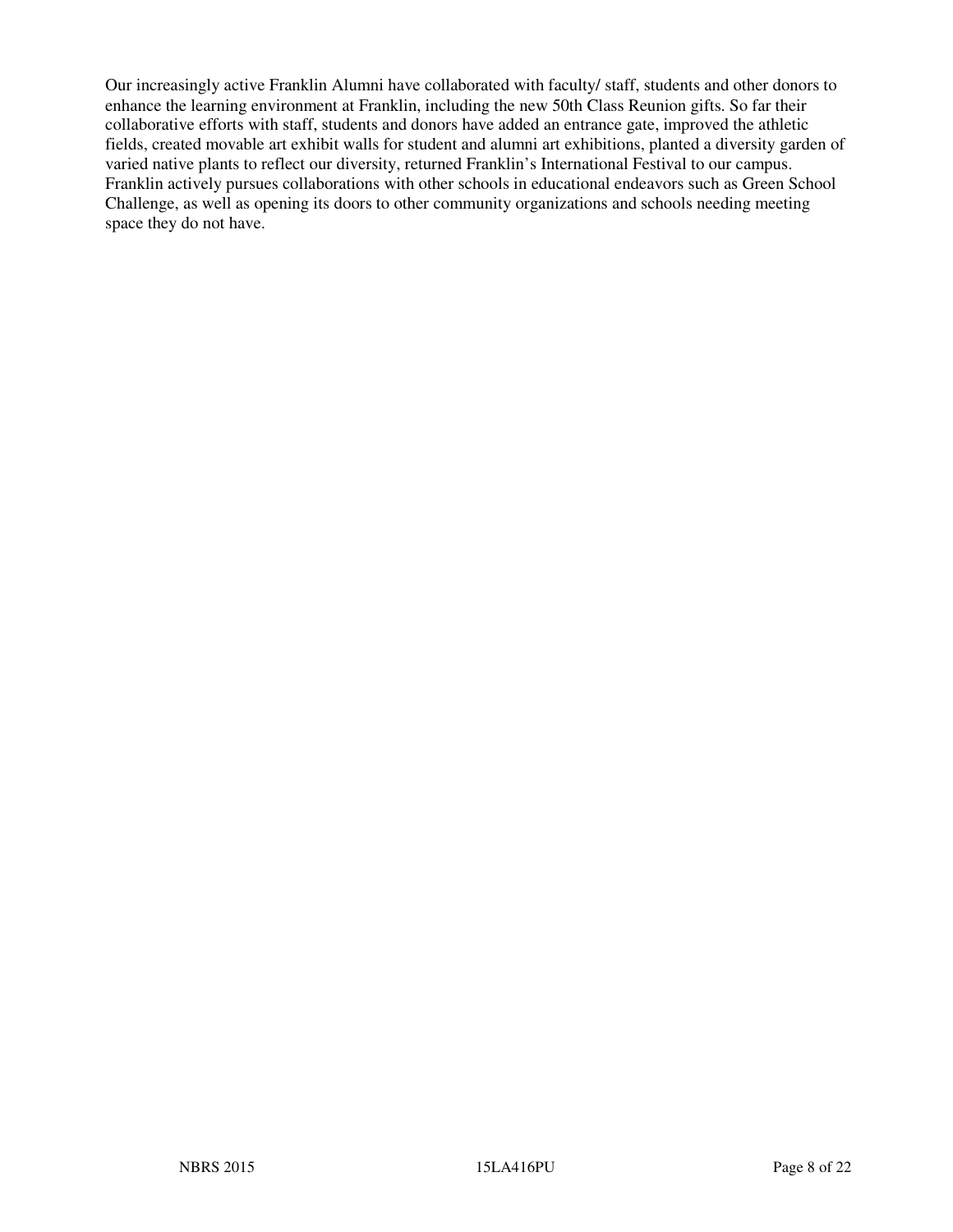Our increasingly active Franklin Alumni have collaborated with faculty/ staff, students and other donors to enhance the learning environment at Franklin, including the new 50th Class Reunion gifts. So far their collaborative efforts with staff, students and donors have added an entrance gate, improved the athletic fields, created movable art exhibit walls for student and alumni art exhibitions, planted a diversity garden of varied native plants to reflect our diversity, returned Franklin's International Festival to our campus. Franklin actively pursues collaborations with other schools in educational endeavors such as Green School Challenge, as well as opening its doors to other community organizations and schools needing meeting space they do not have.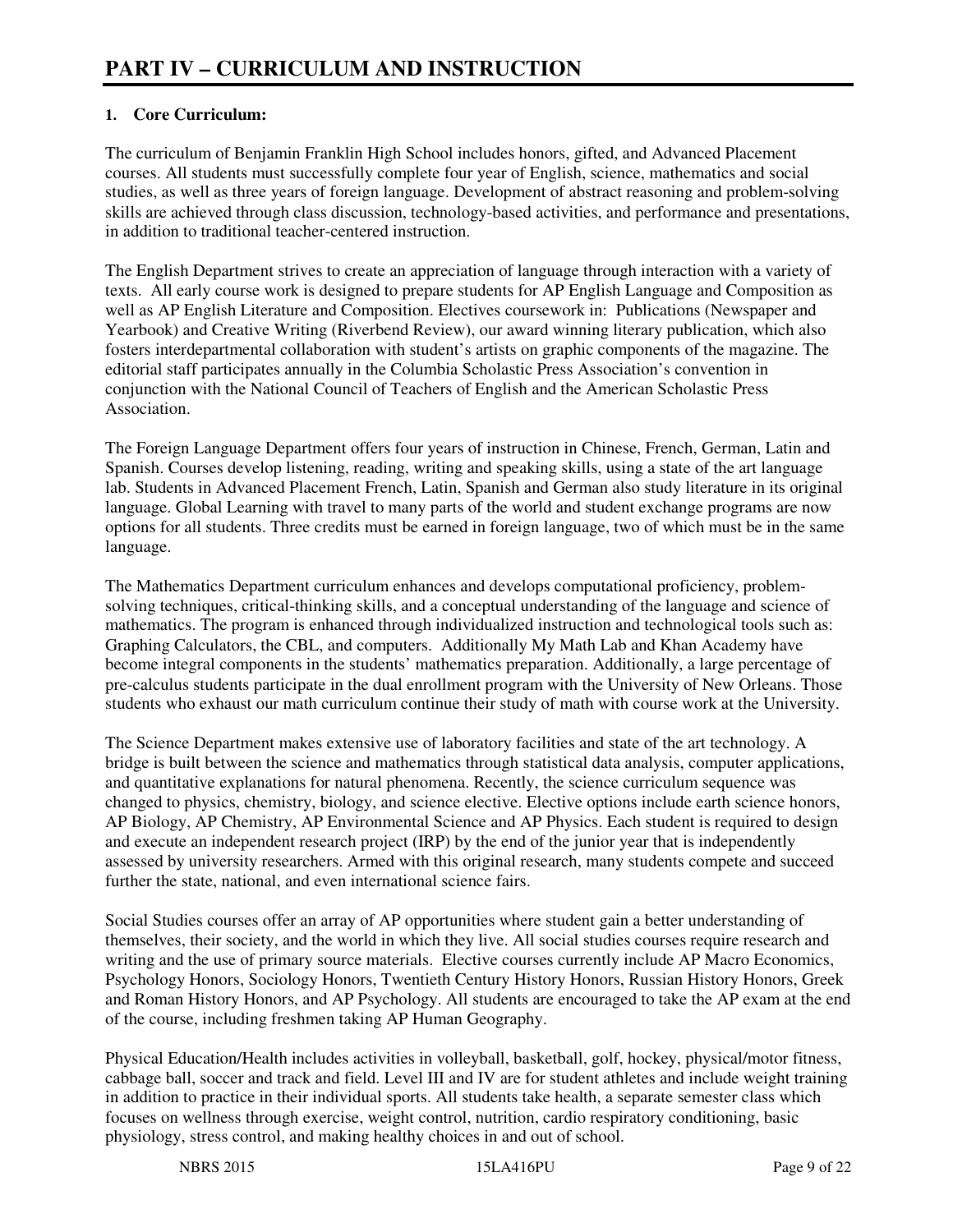# PART IV – CURRICULUM AND INSTRUCTION

**1. Core Curriculum:**

The curriculum of Benjamin Franklin High School includes honors, gifted, and Advanced Placement courses. All students must successfully complete four year of English, science, mathematics and social studies, as well as three years of foreign language. Development of abstract reasoning and problem-solving skills are achieved through class discussion, technology-based activities, and performance and presentations, in addition to traditional teacher-centered instruction.

The English Department strives to create an appreciation of language through interaction with a variety of texts. All early course work is designed to prepare students for AP English Language and Composition as well as AP English Literature and Composition. Electives coursework in: Publications (Newspaper and Yearbook) and Creative Writing (Riverbend Review), our award winning literary publication, which also fosters interdepartmental collaboration with student's artists on graphic components of the magazine. The editorial staff participates annually in the Columbia Scholastic Press Association's convention in conjunction with the National Council of Teachers of English and the American Scholastic Press Association.

The Foreign Language Department offers four years of instruction in Chinese, French, German, Latin and Spanish. Courses develop listening, reading, writing and speaking skills, using a state of the art language lab. Students in Advanced Placement French, Latin, Spanish and German also study literature in its original language. Global Learning with travel to many parts of the world and student exchange programs are now options for all students. Three credits must be earned in foreign language, two of which must be in the same language.

The Mathematics Department curriculum enhances and develops computational proficiency, problem-solving techniques, critical-thinking skills, and a conceptual understanding of the language and science of mathematics. The program is enhanced through individualized instruction and technological tools such as: Graphing Calculators, the CBL, and computers. Additionally My Math Lab and Khan Academy have become integral components in the students' mathematics preparation. Additionally, a large percentage of pre-calculus students participate in the dual enrollment program with the University of New Orleans. Those students who exhaust our math curriculum continue their study of math with course work at the University.

The Science Department makes extensive use of laboratory facilities and state of the art technology. A bridge is built between the science and mathematics through statistical data analysis, computer applications, and quantitative explanations for natural phenomena. Recently, the science curriculum sequence was changed to physics, chemistry, biology, and science elective. Elective options include earth science honors, AP Biology, AP Chemistry, AP Environmental Science and AP Physics. Each student is required to design and execute an independent research project (IRP) by the end of the junior year that is independently assessed by university researchers. Armed with this original research, many students compete and succeed further the state, national, and even international science fairs.

Social Studies courses offer an array of AP opportunities where student gain a better understanding of themselves, their society, and the world in which they live. All social studies courses require research and writing and the use of primary source materials. Elective courses currently include AP Macro Economics, Psychology Honors, Sociology Honors, Twentieth Century History Honors, Russian History Honors, Greek and Roman History Honors, and AP Psychology. All students are encouraged to take the AP exam at the end of the course, including freshmen taking AP Human Geography.

Physical Education/Health includes activities in volleyball, basketball, golf, hockey, physical/motor fitness, cabbage ball, soccer and track and field. Level III and IV are for student athletes and include weight training in addition to practice in their individual sports. All students take health, a separate semester class which focuses on wellness through exercise, weight control, nutrition, cardio respiratory conditioning, basic physiology, stress control, and making healthy choices in and out of school.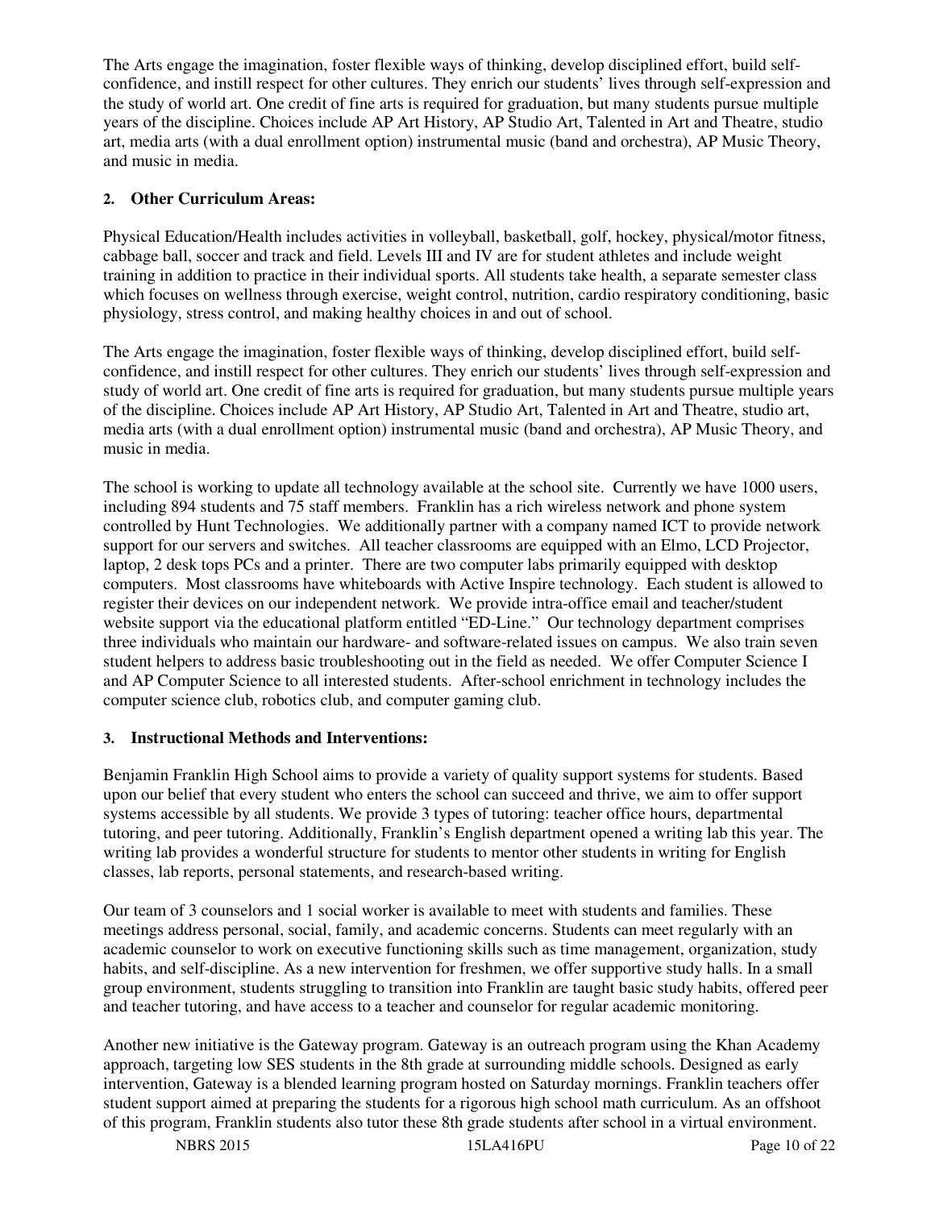The Arts engage the imagination, foster flexible ways of thinking, develop disciplined effort, build self-confidence, and instill respect for other cultures. They enrich our students' lives through self-expression and the study of world art. One credit of fine arts is required for graduation, but many students pursue multiple years of the discipline. Choices include AP Art History, AP Studio Art, Talented in Art and Theatre, studio art, media arts (with a dual enrollment option) instrumental music (band and orchestra), AP Music Theory, and music in media.

**2. Other Curriculum Areas:**

Physical Education/Health includes activities in volleyball, basketball, golf, hockey, physical/motor fitness, cabbage ball, soccer and track and field. Levels III and IV are for student athletes and include weight training in addition to practice in their individual sports. All students take health, a separate semester class which focuses on wellness through exercise, weight control, nutrition, cardio respiratory conditioning, basic physiology, stress control, and making healthy choices in and out of school.

The Arts engage the imagination, foster flexible ways of thinking, develop disciplined effort, build self-confidence, and instill respect for other cultures. They enrich our students' lives through self-expression and study of world art. One credit of fine arts is required for graduation, but many students pursue multiple years of the discipline. Choices include AP Art History, AP Studio Art, Talented in Art and Theatre, studio art, media arts (with a dual enrollment option) instrumental music (band and orchestra), AP Music Theory, and music in media.

The school is working to update all technology available at the school site. Currently we have 1000 users, including 894 students and 75 staff members. Franklin has a rich wireless network and phone system controlled by Hunt Technologies. We additionally partner with a company named ICT to provide network support for our servers and switches. All teacher classrooms are equipped with an Elmo, LCD Projector, laptop, 2 desk tops PCs and a printer. There are two computer labs primarily equipped with desktop computers. Most classrooms have whiteboards with Active Inspire technology. Each student is allowed to register their devices on our independent network. We provide intra-office email and teacher/student website support via the educational platform entitled "ED-Line." Our technology department comprises three individuals who maintain our hardware- and software-related issues on campus. We also train seven student helpers to address basic troubleshooting out in the field as needed. We offer Computer Science I and AP Computer Science to all interested students. After-school enrichment in technology includes the computer science club, robotics club, and computer gaming club.

**3. Instructional Methods and Interventions:**

Benjamin Franklin High School aims to provide a variety of quality support systems for students. Based upon our belief that every student who enters the school can succeed and thrive, we aim to offer support systems accessible by all students. We provide 3 types of tutoring: teacher office hours, departmental tutoring, and peer tutoring. Additionally, Franklin's English department opened a writing lab this year. The writing lab provides a wonderful structure for students to mentor other students in writing for English classes, lab reports, personal statements, and research-based writing.

Our team of 3 counselors and 1 social worker is available to meet with students and families. These meetings address personal, social, family, and academic concerns. Students can meet regularly with an academic counselor to work on executive functioning skills such as time management, organization, study habits, and self-discipline. As a new intervention for freshmen, we offer supportive study halls. In a small group environment, students struggling to transition into Franklin are taught basic study habits, offered peer and teacher tutoring, and have access to a teacher and counselor for regular academic monitoring.

Another new initiative is the Gateway program. Gateway is an outreach program using the Khan Academy approach, targeting low SES students in the 8th grade at surrounding middle schools. Designed as early intervention, Gateway is a blended learning program hosted on Saturday mornings. Franklin teachers offer student support aimed at preparing the students for a rigorous high school math curriculum. As an offshoot of this program, Franklin students also tutor these 8th grade students after school in a virtual environment.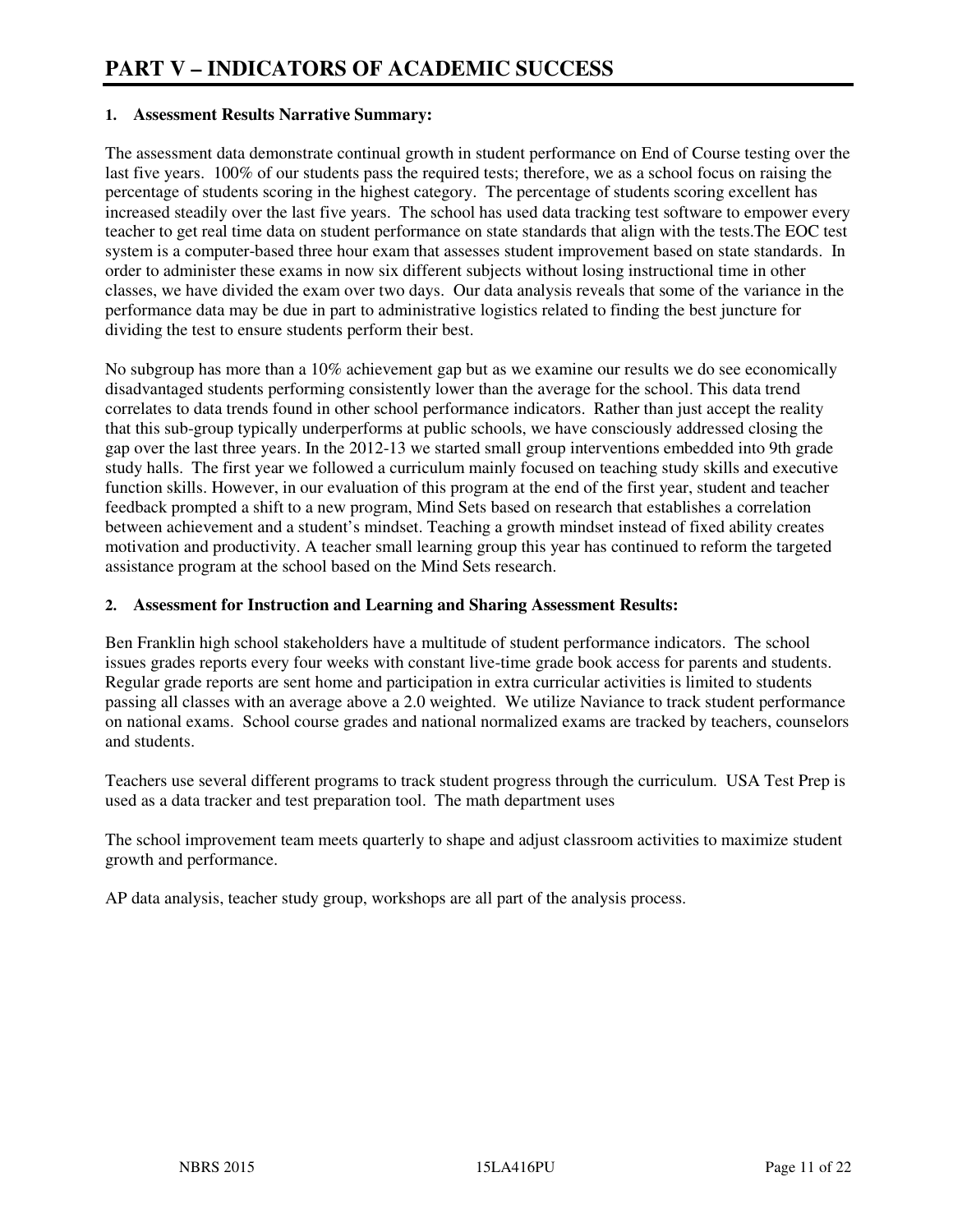# PART V – INDICATORS OF ACADEMIC SUCCESS

**1. Assessment Results Narrative Summary:**

The assessment data demonstrate continual growth in student performance on End of Course testing over the last five years. 100% of our students pass the required tests; therefore, we as a school focus on raising the percentage of students scoring in the highest category. The percentage of students scoring excellent has increased steadily over the last five years. The school has used data tracking test software to empower every teacher to get real time data on student performance on state standards that align with the tests.The EOC test system is a computer-based three hour exam that assesses student improvement based on state standards. In order to administer these exams in now six different subjects without losing instructional time in other classes, we have divided the exam over two days. Our data analysis reveals that some of the variance in the performance data may be due in part to administrative logistics related to finding the best juncture for dividing the test to ensure students perform their best.

No subgroup has more than a 10% achievement gap but as we examine our results we do see economically disadvantaged students performing consistently lower than the average for the school. This data trend correlates to data trends found in other school performance indicators. Rather than just accept the reality that this sub-group typically underperforms at public schools, we have consciously addressed closing the gap over the last three years. In the 2012-13 we started small group interventions embedded into 9th grade study halls. The first year we followed a curriculum mainly focused on teaching study skills and executive function skills. However, in our evaluation of this program at the end of the first year, student and teacher feedback prompted a shift to a new program, Mind Sets based on research that establishes a correlation between achievement and a student's mindset. Teaching a growth mindset instead of fixed ability creates motivation and productivity. A teacher small learning group this year has continued to reform the targeted assistance program at the school based on the Mind Sets research.

**2. Assessment for Instruction and Learning and Sharing Assessment Results:**

Ben Franklin high school stakeholders have a multitude of student performance indicators. The school issues grades reports every four weeks with constant live-time grade book access for parents and students. Regular grade reports are sent home and participation in extra curricular activities is limited to students passing all classes with an average above a 2.0 weighted. We utilize Naviance to track student performance on national exams. School course grades and national normalized exams are tracked by teachers, counselors and students.

Teachers use several different programs to track student progress through the curriculum. USA Test Prep is used as a data tracker and test preparation tool. The math department uses

The school improvement team meets quarterly to shape and adjust classroom activities to maximize student growth and performance.

AP data analysis, teacher study group, workshops are all part of the analysis process.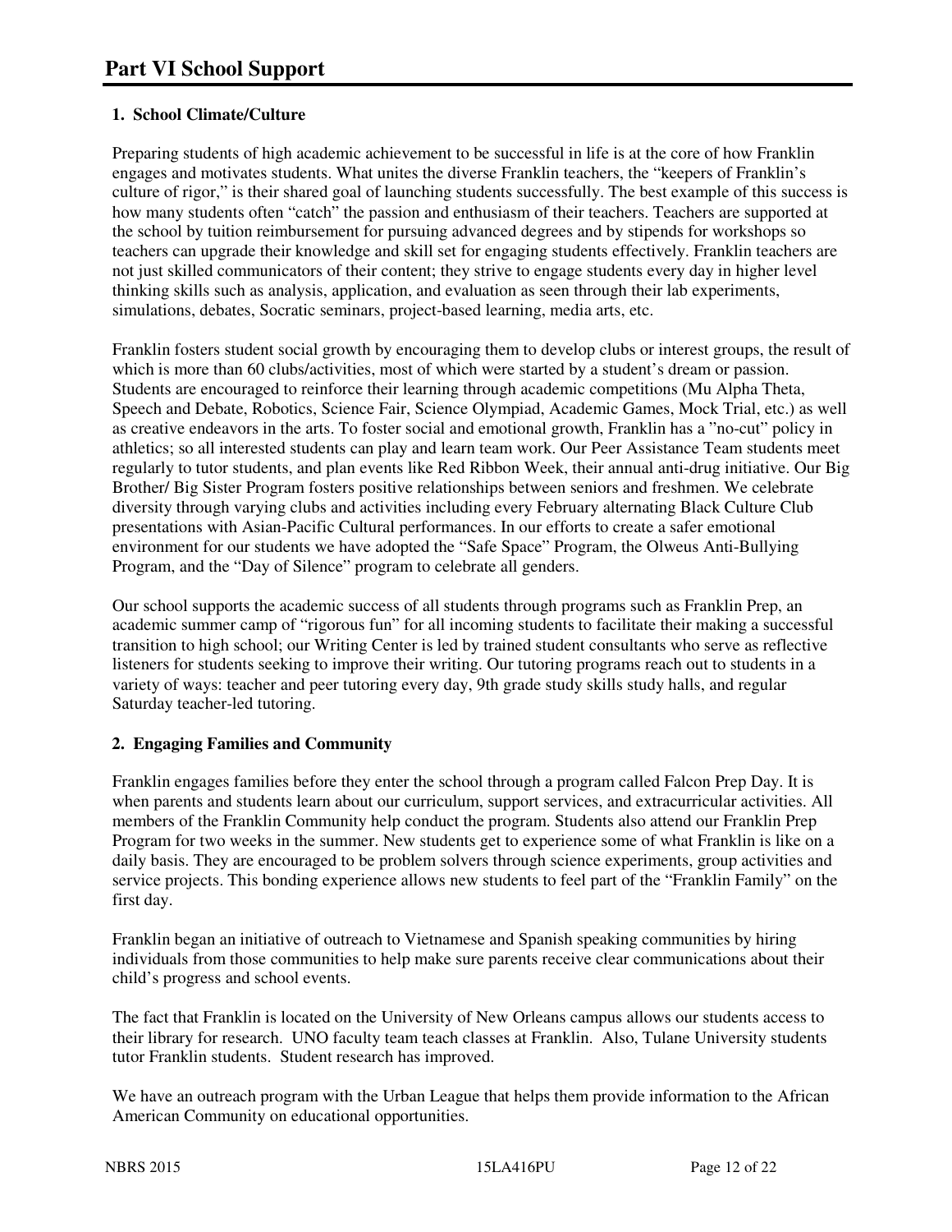# Part VI School Support

### 1. School Climate/Culture

Preparing students of high academic achievement to be successful in life is at the core of how Franklin engages and motivates students. What unites the diverse Franklin teachers, the "keepers of Franklin's culture of rigor," is their shared goal of launching students successfully. The best example of this success is how many students often "catch" the passion and enthusiasm of their teachers. Teachers are supported at the school by tuition reimbursement for pursuing advanced degrees and by stipends for workshops so teachers can upgrade their knowledge and skill set for engaging students effectively. Franklin teachers are not just skilled communicators of their content; they strive to engage students every day in higher level thinking skills such as analysis, application, and evaluation as seen through their lab experiments, simulations, debates, Socratic seminars, project-based learning, media arts, etc.

Franklin fosters student social growth by encouraging them to develop clubs or interest groups, the result of which is more than 60 clubs/activities, most of which were started by a student's dream or passion. Students are encouraged to reinforce their learning through academic competitions (Mu Alpha Theta, Speech and Debate, Robotics, Science Fair, Science Olympiad, Academic Games, Mock Trial, etc.) as well as creative endeavors in the arts. To foster social and emotional growth, Franklin has a "no-cut" policy in athletics; so all interested students can play and learn team work. Our Peer Assistance Team students meet regularly to tutor students, and plan events like Red Ribbon Week, their annual anti-drug initiative. Our Big Brother/ Big Sister Program fosters positive relationships between seniors and freshmen. We celebrate diversity through varying clubs and activities including every February alternating Black Culture Club presentations with Asian-Pacific Cultural performances. In our efforts to create a safer emotional environment for our students we have adopted the "Safe Space" Program, the Olweus Anti-Bullying Program, and the "Day of Silence" program to celebrate all genders.

Our school supports the academic success of all students through programs such as Franklin Prep, an academic summer camp of "rigorous fun" for all incoming students to facilitate their making a successful transition to high school; our Writing Center is led by trained student consultants who serve as reflective listeners for students seeking to improve their writing. Our tutoring programs reach out to students in a variety of ways: teacher and peer tutoring every day, 9th grade study skills study halls, and regular Saturday teacher-led tutoring.

### 2. Engaging Families and Community

Franklin engages families before they enter the school through a program called Falcon Prep Day. It is when parents and students learn about our curriculum, support services, and extracurricular activities. All members of the Franklin Community help conduct the program. Students also attend our Franklin Prep Program for two weeks in the summer. New students get to experience some of what Franklin is like on a daily basis. They are encouraged to be problem solvers through science experiments, group activities and service projects. This bonding experience allows new students to feel part of the "Franklin Family" on the first day.

Franklin began an initiative of outreach to Vietnamese and Spanish speaking communities by hiring individuals from those communities to help make sure parents receive clear communications about their child's progress and school events.

The fact that Franklin is located on the University of New Orleans campus allows our students access to their library for research. UNO faculty team teach classes at Franklin. Also, Tulane University students tutor Franklin students. Student research has improved.

We have an outreach program with the Urban League that helps them provide information to the African American Community on educational opportunities.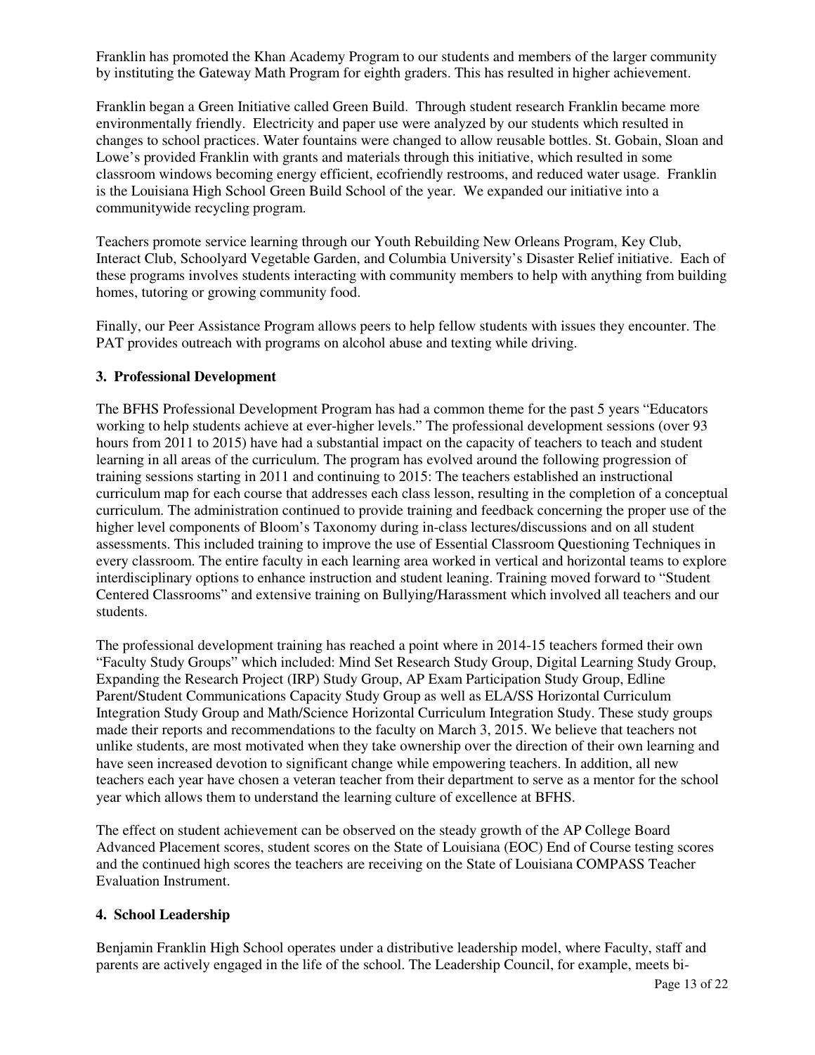Franklin has promoted the Khan Academy Program to our students and members of the larger community by instituting the Gateway Math Program for eighth graders. This has resulted in higher achievement.

Franklin began a Green Initiative called Green Build. Through student research Franklin became more environmentally friendly. Electricity and paper use were analyzed by our students which resulted in changes to school practices. Water fountains were changed to allow reusable bottles. St. Gobain, Sloan and Lowe's provided Franklin with grants and materials through this initiative, which resulted in some classroom windows becoming energy efficient, ecofriendly restrooms, and reduced water usage. Franklin is the Louisiana High School Green Build School of the year. We expanded our initiative into a communitywide recycling program.

Teachers promote service learning through our Youth Rebuilding New Orleans Program, Key Club, Interact Club, Schoolyard Vegetable Garden, and Columbia University's Disaster Relief initiative. Each of these programs involves students interacting with community members to help with anything from building homes, tutoring or growing community food.

Finally, our Peer Assistance Program allows peers to help fellow students with issues they encounter. The PAT provides outreach with programs on alcohol abuse and texting while driving.

**3. Professional Development**

The BFHS Professional Development Program has had a common theme for the past 5 years "Educators working to help students achieve at ever-higher levels." The professional development sessions (over 93 hours from 2011 to 2015) have had a substantial impact on the capacity of teachers to teach and student learning in all areas of the curriculum. The program has evolved around the following progression of training sessions starting in 2011 and continuing to 2015: The teachers established an instructional curriculum map for each course that addresses each class lesson, resulting in the completion of a conceptual curriculum. The administration continued to provide training and feedback concerning the proper use of the higher level components of Bloom's Taxonomy during in-class lectures/discussions and on all student assessments. This included training to improve the use of Essential Classroom Questioning Techniques in every classroom. The entire faculty in each learning area worked in vertical and horizontal teams to explore interdisciplinary options to enhance instruction and student leaning. Training moved forward to "Student Centered Classrooms" and extensive training on Bullying/Harassment which involved all teachers and our students.

The professional development training has reached a point where in 2014-15 teachers formed their own "Faculty Study Groups" which included: Mind Set Research Study Group, Digital Learning Study Group, Expanding the Research Project (IRP) Study Group, AP Exam Participation Study Group, Edline Parent/Student Communications Capacity Study Group as well as ELA/SS Horizontal Curriculum Integration Study Group and Math/Science Horizontal Curriculum Integration Study. These study groups made their reports and recommendations to the faculty on March 3, 2015. We believe that teachers not unlike students, are most motivated when they take ownership over the direction of their own learning and have seen increased devotion to significant change while empowering teachers. In addition, all new teachers each year have chosen a veteran teacher from their department to serve as a mentor for the school year which allows them to understand the learning culture of excellence at BFHS.

The effect on student achievement can be observed on the steady growth of the AP College Board Advanced Placement scores, student scores on the State of Louisiana (EOC) End of Course testing scores and the continued high scores the teachers are receiving on the State of Louisiana COMPASS Teacher Evaluation Instrument.

**4. School Leadership**

Benjamin Franklin High School operates under a distributive leadership model, where Faculty, staff and parents are actively engaged in the life of the school. The Leadership Council, for example, meets bi-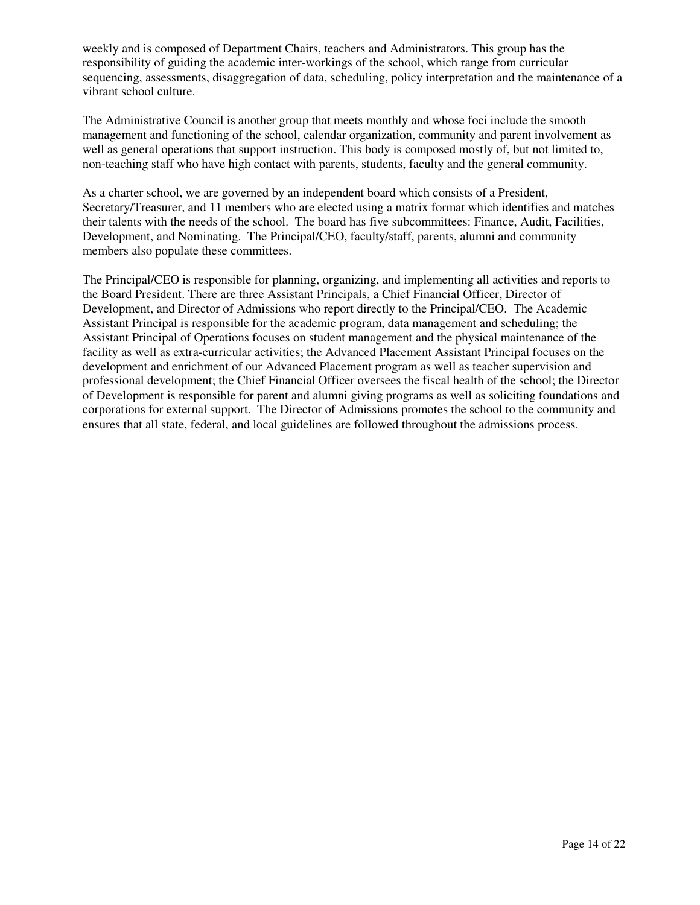weekly and is composed of Department Chairs, teachers and Administrators. This group has the responsibility of guiding the academic inter-workings of the school, which range from curricular sequencing, assessments, disaggregation of data, scheduling, policy interpretation and the maintenance of a vibrant school culture.

The Administrative Council is another group that meets monthly and whose foci include the smooth management and functioning of the school, calendar organization, community and parent involvement as well as general operations that support instruction. This body is composed mostly of, but not limited to, non-teaching staff who have high contact with parents, students, faculty and the general community.

As a charter school, we are governed by an independent board which consists of a President, Secretary/Treasurer, and 11 members who are elected using a matrix format which identifies and matches their talents with the needs of the school. The board has five subcommittees: Finance, Audit, Facilities, Development, and Nominating. The Principal/CEO, faculty/staff, parents, alumni and community members also populate these committees.

The Principal/CEO is responsible for planning, organizing, and implementing all activities and reports to the Board President. There are three Assistant Principals, a Chief Financial Officer, Director of Development, and Director of Admissions who report directly to the Principal/CEO. The Academic Assistant Principal is responsible for the academic program, data management and scheduling; the Assistant Principal of Operations focuses on student management and the physical maintenance of the facility as well as extra-curricular activities; the Advanced Placement Assistant Principal focuses on the development and enrichment of our Advanced Placement program as well as teacher supervision and professional development; the Chief Financial Officer oversees the fiscal health of the school; the Director of Development is responsible for parent and alumni giving programs as well as soliciting foundations and corporations for external support. The Director of Admissions promotes the school to the community and ensures that all state, federal, and local guidelines are followed throughout the admissions process.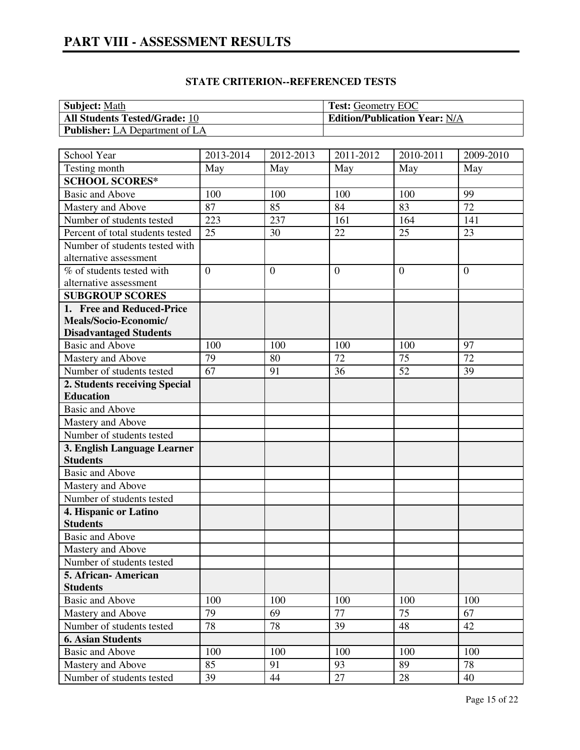# PART VIII - ASSESSMENT RESULTS

**STATE CRITERION--REFERENCED TESTS**

| | |
|---|---|
| **Subject:** Math | **Test:** Geometry EOC |
| **All Students Tested/Grade:** 10 | **Edition/Publication Year:** N/A |
| **Publisher:** LA Department of LA | |

| School Year | 2013-2014 | 2012-2013 | 2011-2012 | 2010-2011 | 2009-2010 |
|---|---|---|---|---|---|
| Testing month | May | May | May | May | May |
| **SCHOOL SCORES*** | | | | | |
| Basic and Above | 100 | 100 | 100 | 100 | 99 |
| Mastery and Above | 87 | 85 | 84 | 83 | 72 |
| Number of students tested | 223 | 237 | 161 | 164 | 141 |
| Percent of total students tested | 25 | 30 | 22 | 25 | 23 |
| Number of students tested with alternative assessment | | | | | |
| % of students tested with alternative assessment | 0 | 0 | 0 | 0 | 0 |
| **SUBGROUP SCORES** | | | | | |
| **1. Free and Reduced-Price Meals/Socio-Economic/ Disadvantaged Students** | | | | | |
| Basic and Above | 100 | 100 | 100 | 100 | 97 |
| Mastery and Above | 79 | 80 | 72 | 75 | 72 |
| Number of students tested | 67 | 91 | 36 | 52 | 39 |
| **2. Students receiving Special Education** | | | | | |
| Basic and Above | | | | | |
| Mastery and Above | | | | | |
| Number of students tested | | | | | |
| **3. English Language Learner Students** | | | | | |
| Basic and Above | | | | | |
| Mastery and Above | | | | | |
| Number of students tested | | | | | |
| **4. Hispanic or Latino Students** | | | | | |
| Basic and Above | | | | | |
| Mastery and Above | | | | | |
| Number of students tested | | | | | |
| **5. African- American Students** | | | | | |
| Basic and Above | 100 | 100 | 100 | 100 | 100 |
| Mastery and Above | 79 | 69 | 77 | 75 | 67 |
| Number of students tested | 78 | 78 | 39 | 48 | 42 |
| **6. Asian Students** | | | | | |
| Basic and Above | 100 | 100 | 100 | 100 | 100 |
| Mastery and Above | 85 | 91 | 93 | 89 | 78 |
| Number of students tested | 39 | 44 | 27 | 28 | 40 |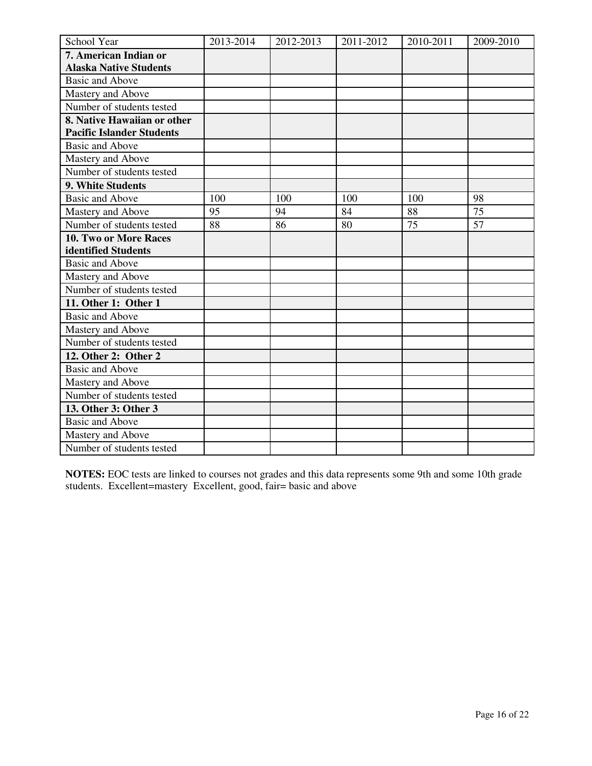| School Year | 2013-2014 | 2012-2013 | 2011-2012 | 2010-2011 | 2009-2010 |
|---|---|---|---|---|---|
| **7. American Indian or Alaska Native Students** | | | | | |
| Basic and Above | | | | | |
| Mastery and Above | | | | | |
| Number of students tested | | | | | |
| **8. Native Hawaiian or other Pacific Islander Students** | | | | | |
| Basic and Above | | | | | |
| Mastery and Above | | | | | |
| Number of students tested | | | | | |
| **9. White Students** | | | | | |
| Basic and Above | 100 | 100 | 100 | 100 | 98 |
| Mastery and Above | 95 | 94 | 84 | 88 | 75 |
| Number of students tested | 88 | 86 | 80 | 75 | 57 |
| **10. Two or More Races identified Students** | | | | | |
| Basic and Above | | | | | |
| Mastery and Above | | | | | |
| Number of students tested | | | | | |
| **11. Other 1: Other 1** | | | | | |
| Basic and Above | | | | | |
| Mastery and Above | | | | | |
| Number of students tested | | | | | |
| **12. Other 2: Other 2** | | | | | |
| Basic and Above | | | | | |
| Mastery and Above | | | | | |
| Number of students tested | | | | | |
| **13. Other 3: Other 3** | | | | | |
| Basic and Above | | | | | |
| Mastery and Above | | | | | |
| Number of students tested | | | | | |

**NOTES:** EOC tests are linked to courses not grades and this data represents some 9th and some 10th grade students. Excellent=mastery Excellent, good, fair= basic and above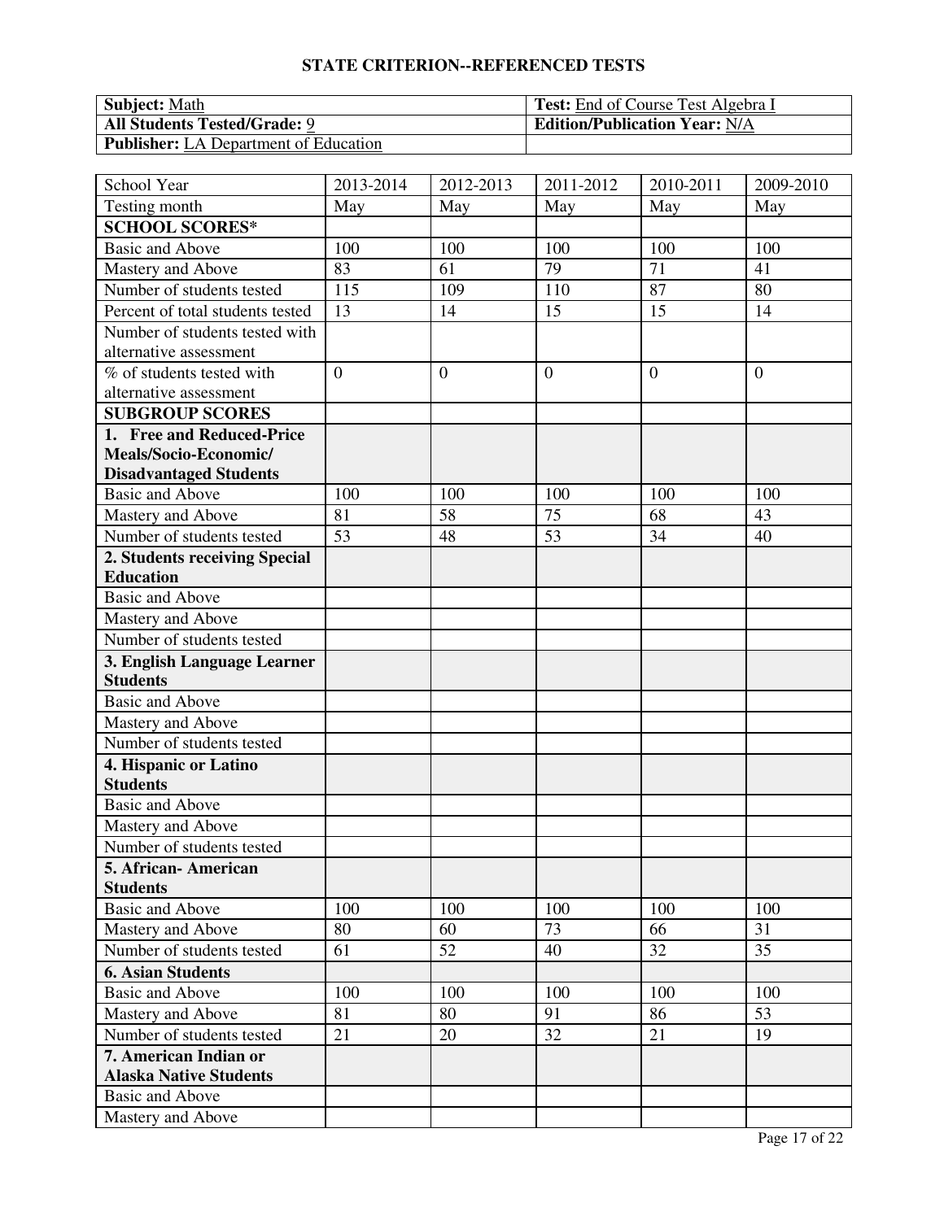## STATE CRITERION--REFERENCED TESTS

| **Subject:** Math | **Test:** End of Course Test Algebra I |
|---|---|
| **All Students Tested/Grade:** 9 | **Edition/Publication Year:** N/A |
| **Publisher:** LA Department of Education | |

| School Year | 2013-2014 | 2012-2013 | 2011-2012 | 2010-2011 | 2009-2010 |
|---|---|---|---|---|---|
| Testing month | May | May | May | May | May |
| **SCHOOL SCORES*** | | | | | |
| Basic and Above | 100 | 100 | 100 | 100 | 100 |
| Mastery and Above | 83 | 61 | 79 | 71 | 41 |
| Number of students tested | 115 | 109 | 110 | 87 | 80 |
| Percent of total students tested | 13 | 14 | 15 | 15 | 14 |
| Number of students tested with alternative assessment | | | | | |
| % of students tested with alternative assessment | 0 | 0 | 0 | 0 | 0 |
| **SUBGROUP SCORES** | | | | | |
| **1. Free and Reduced-Price Meals/Socio-Economic/ Disadvantaged Students** | | | | | |
| Basic and Above | 100 | 100 | 100 | 100 | 100 |
| Mastery and Above | 81 | 58 | 75 | 68 | 43 |
| Number of students tested | 53 | 48 | 53 | 34 | 40 |
| **2. Students receiving Special Education** | | | | | |
| Basic and Above | | | | | |
| Mastery and Above | | | | | |
| Number of students tested | | | | | |
| **3. English Language Learner Students** | | | | | |
| Basic and Above | | | | | |
| Mastery and Above | | | | | |
| Number of students tested | | | | | |
| **4. Hispanic or Latino Students** | | | | | |
| Basic and Above | | | | | |
| Mastery and Above | | | | | |
| Number of students tested | | | | | |
| **5. African- American Students** | | | | | |
| Basic and Above | 100 | 100 | 100 | 100 | 100 |
| Mastery and Above | 80 | 60 | 73 | 66 | 31 |
| Number of students tested | 61 | 52 | 40 | 32 | 35 |
| **6. Asian Students** | | | | | |
| Basic and Above | 100 | 100 | 100 | 100 | 100 |
| Mastery and Above | 81 | 80 | 91 | 86 | 53 |
| Number of students tested | 21 | 20 | 32 | 21 | 19 |
| **7. American Indian or Alaska Native Students** | | | | | |
| Basic and Above | | | | | |
| Mastery and Above | | | | | |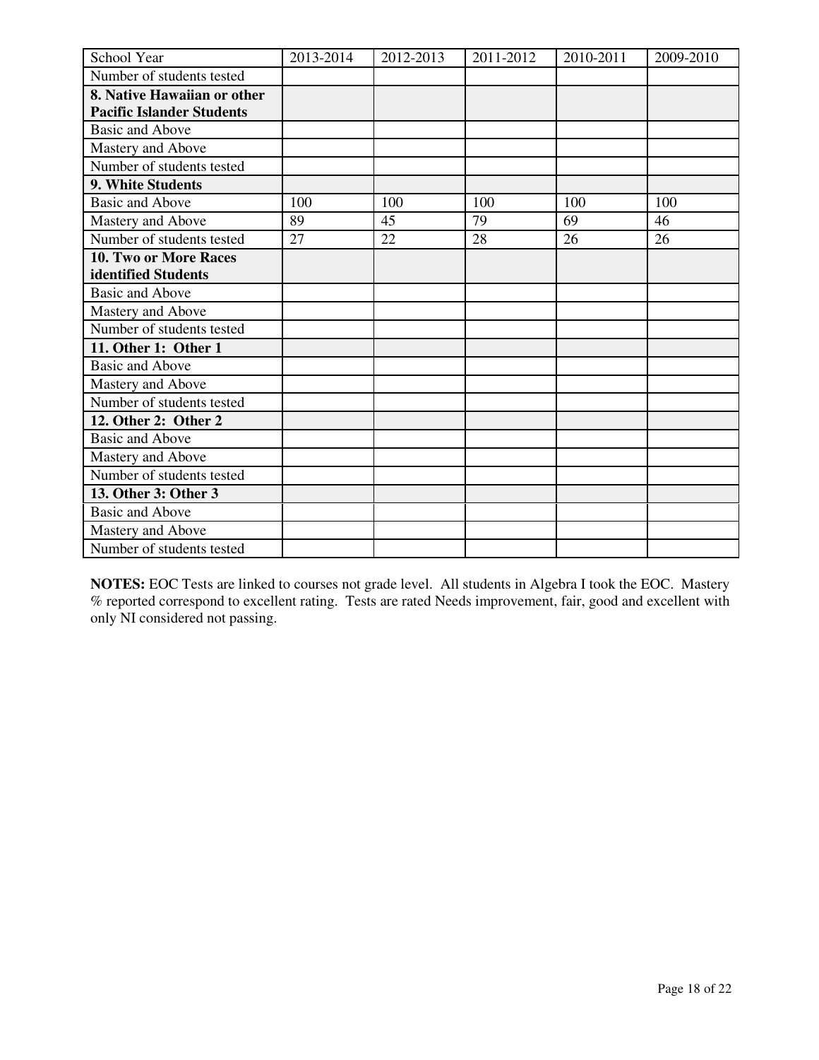| School Year | 2013-2014 | 2012-2013 | 2011-2012 | 2010-2011 | 2009-2010 |
|---|---|---|---|---|---|
| Number of students tested | | | | | |
| **8. Native Hawaiian or other Pacific Islander Students** | | | | | |
| Basic and Above | | | | | |
| Mastery and Above | | | | | |
| Number of students tested | | | | | |
| **9. White Students** | | | | | |
| Basic and Above | 100 | 100 | 100 | 100 | 100 |
| Mastery and Above | 89 | 45 | 79 | 69 | 46 |
| Number of students tested | 27 | 22 | 28 | 26 | 26 |
| **10. Two or More Races identified Students** | | | | | |
| Basic and Above | | | | | |
| Mastery and Above | | | | | |
| Number of students tested | | | | | |
| **11. Other 1: Other 1** | | | | | |
| Basic and Above | | | | | |
| Mastery and Above | | | | | |
| Number of students tested | | | | | |
| **12. Other 2: Other 2** | | | | | |
| Basic and Above | | | | | |
| Mastery and Above | | | | | |
| Number of students tested | | | | | |
| **13. Other 3: Other 3** | | | | | |
| Basic and Above | | | | | |
| Mastery and Above | | | | | |
| Number of students tested | | | | | |

**NOTES:** EOC Tests are linked to courses not grade level. All students in Algebra I took the EOC. Mastery % reported correspond to excellent rating. Tests are rated Needs improvement, fair, good and excellent with only NI considered not passing.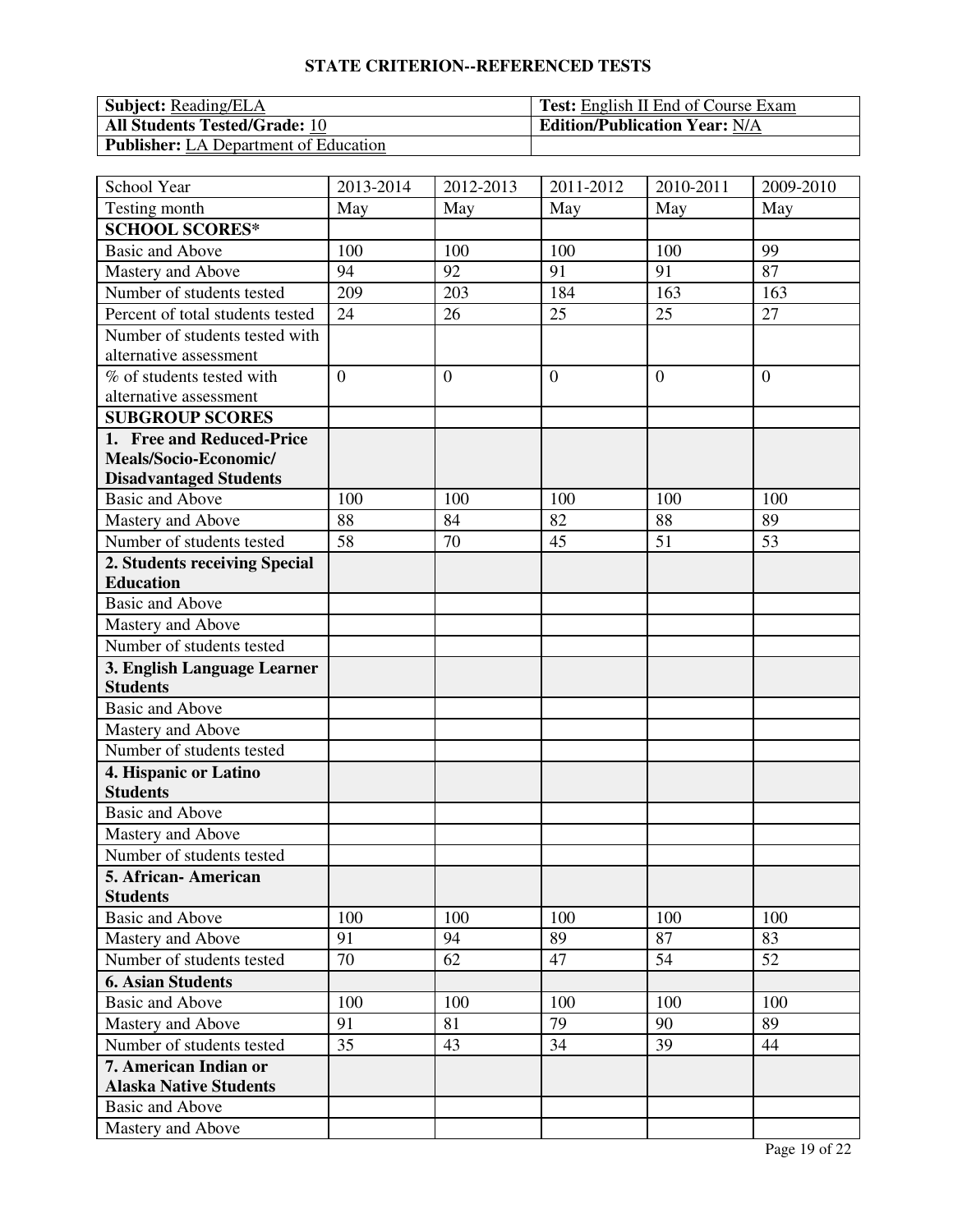# STATE CRITERION--REFERENCED TESTS

| **Subject:** Reading/ELA | **Test:** English II End of Course Exam |
|---|---|
| **All Students Tested/Grade:** 10 | **Edition/Publication Year:** N/A |
| **Publisher:** LA Department of Education | |

| School Year | 2013-2014 | 2012-2013 | 2011-2012 | 2010-2011 | 2009-2010 |
|---|---|---|---|---|---|
| Testing month | May | May | May | May | May |
| **SCHOOL SCORES*** | | | | | |
| Basic and Above | 100 | 100 | 100 | 100 | 99 |
| Mastery and Above | 94 | 92 | 91 | 91 | 87 |
| Number of students tested | 209 | 203 | 184 | 163 | 163 |
| Percent of total students tested | 24 | 26 | 25 | 25 | 27 |
| Number of students tested with alternative assessment | | | | | |
| % of students tested with alternative assessment | 0 | 0 | 0 | 0 | 0 |
| **SUBGROUP SCORES** | | | | | |
| **1. Free and Reduced-Price Meals/Socio-Economic/ Disadvantaged Students** | | | | | |
| Basic and Above | 100 | 100 | 100 | 100 | 100 |
| Mastery and Above | 88 | 84 | 82 | 88 | 89 |
| Number of students tested | 58 | 70 | 45 | 51 | 53 |
| **2. Students receiving Special Education** | | | | | |
| Basic and Above | | | | | |
| Mastery and Above | | | | | |
| Number of students tested | | | | | |
| **3. English Language Learner Students** | | | | | |
| Basic and Above | | | | | |
| Mastery and Above | | | | | |
| Number of students tested | | | | | |
| **4. Hispanic or Latino Students** | | | | | |
| Basic and Above | | | | | |
| Mastery and Above | | | | | |
| Number of students tested | | | | | |
| **5. African- American Students** | | | | | |
| Basic and Above | 100 | 100 | 100 | 100 | 100 |
| Mastery and Above | 91 | 94 | 89 | 87 | 83 |
| Number of students tested | 70 | 62 | 47 | 54 | 52 |
| **6. Asian Students** | | | | | |
| Basic and Above | 100 | 100 | 100 | 100 | 100 |
| Mastery and Above | 91 | 81 | 79 | 90 | 89 |
| Number of students tested | 35 | 43 | 34 | 39 | 44 |
| **7. American Indian or Alaska Native Students** | | | | | |
| Basic and Above | | | | | |
| Mastery and Above | | | | | |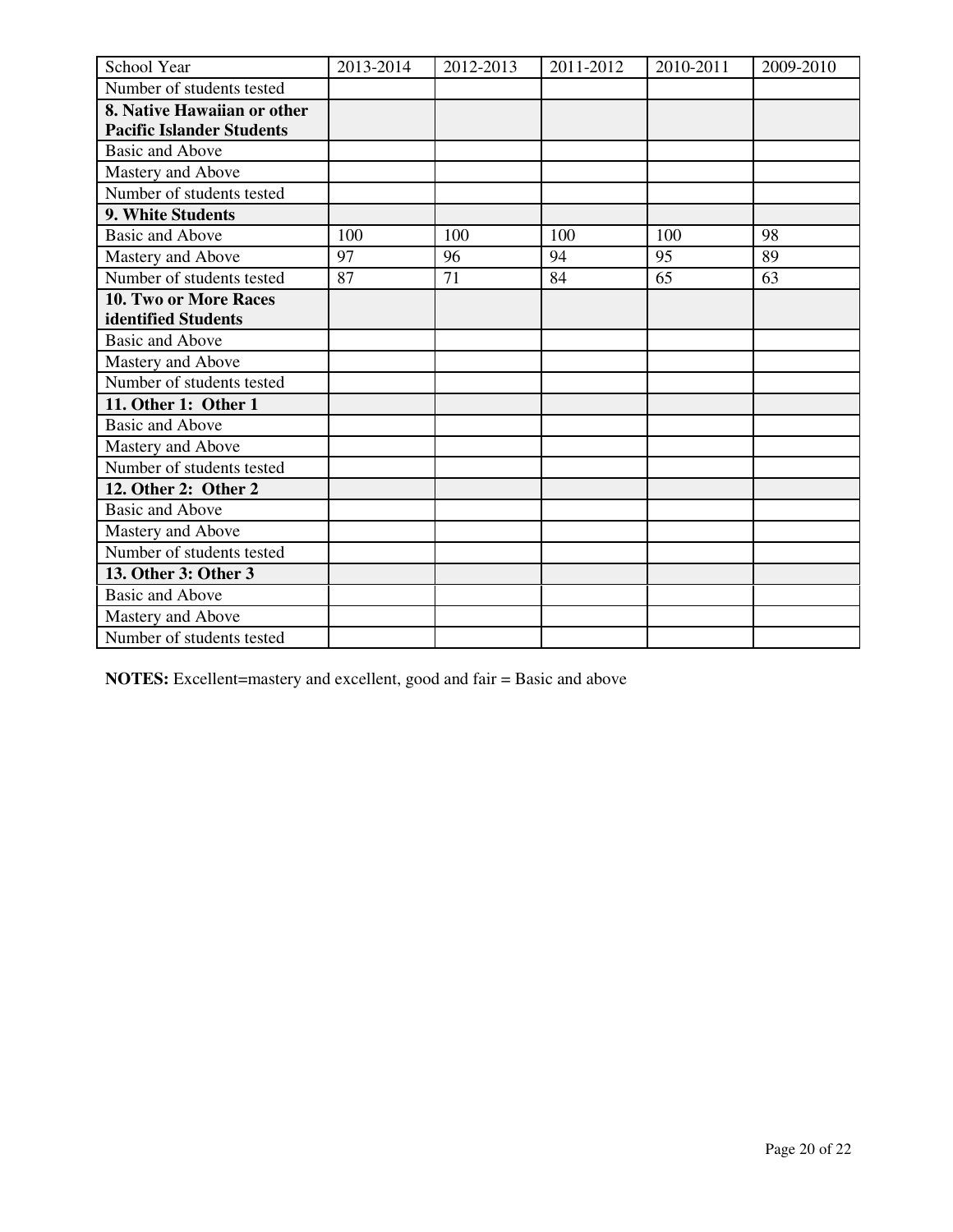| School Year | 2013-2014 | 2012-2013 | 2011-2012 | 2010-2011 | 2009-2010 |
|---|---|---|---|---|---|
| Number of students tested | | | | | |
| **8. Native Hawaiian or other Pacific Islander Students** | | | | | |
| Basic and Above | | | | | |
| Mastery and Above | | | | | |
| Number of students tested | | | | | |
| **9. White Students** | | | | | |
| Basic and Above | 100 | 100 | 100 | 100 | 98 |
| Mastery and Above | 97 | 96 | 94 | 95 | 89 |
| Number of students tested | 87 | 71 | 84 | 65 | 63 |
| **10. Two or More Races identified Students** | | | | | |
| Basic and Above | | | | | |
| Mastery and Above | | | | | |
| Number of students tested | | | | | |
| **11. Other 1: Other 1** | | | | | |
| Basic and Above | | | | | |
| Mastery and Above | | | | | |
| Number of students tested | | | | | |
| **12. Other 2: Other 2** | | | | | |
| Basic and Above | | | | | |
| Mastery and Above | | | | | |
| Number of students tested | | | | | |
| **13. Other 3: Other 3** | | | | | |
| Basic and Above | | | | | |
| Mastery and Above | | | | | |
| Number of students tested | | | | | |

**NOTES:** Excellent=mastery and excellent, good and fair = Basic and above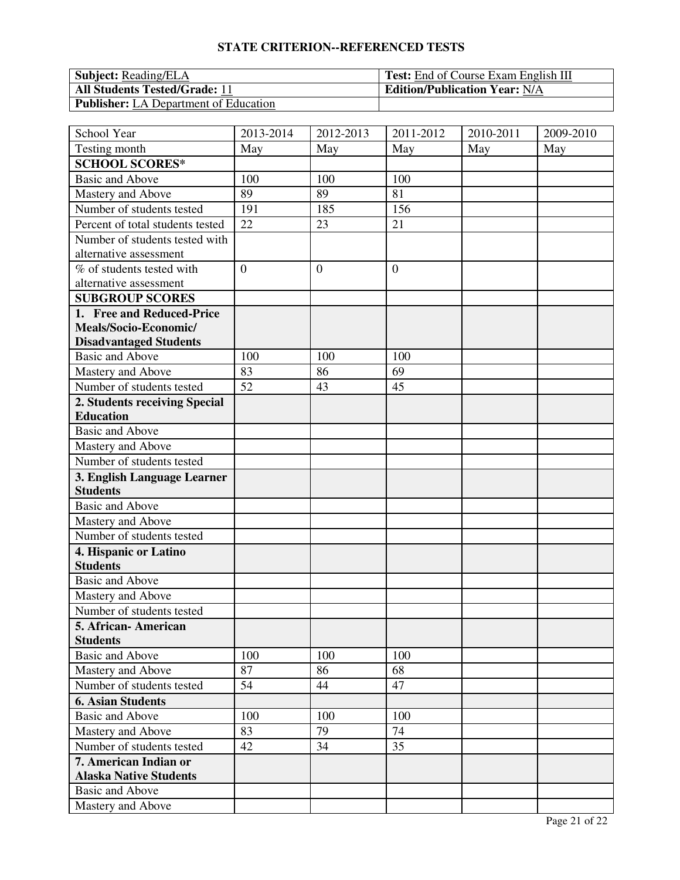## STATE CRITERION--REFERENCED TESTS

| **Subject:** Reading/ELA | **Test:** End of Course Exam English III |
|---|---|
| **All Students Tested/Grade:** 11 | **Edition/Publication Year:** N/A |
| **Publisher:** LA Department of Education | |

| School Year | 2013-2014 | 2012-2013 | 2011-2012 | 2010-2011 | 2009-2010 |
|---|---|---|---|---|---|
| Testing month | May | May | May | May | May |
| **SCHOOL SCORES*** | | | | | |
| Basic and Above | 100 | 100 | 100 | | |
| Mastery and Above | 89 | 89 | 81 | | |
| Number of students tested | 191 | 185 | 156 | | |
| Percent of total students tested | 22 | 23 | 21 | | |
| Number of students tested with alternative assessment | | | | | |
| % of students tested with alternative assessment | 0 | 0 | 0 | | |
| **SUBGROUP SCORES** | | | | | |
| **1. Free and Reduced-Price Meals/Socio-Economic/ Disadvantaged Students** | | | | | |
| Basic and Above | 100 | 100 | 100 | | |
| Mastery and Above | 83 | 86 | 69 | | |
| Number of students tested | 52 | 43 | 45 | | |
| **2. Students receiving Special Education** | | | | | |
| Basic and Above | | | | | |
| Mastery and Above | | | | | |
| Number of students tested | | | | | |
| **3. English Language Learner Students** | | | | | |
| Basic and Above | | | | | |
| Mastery and Above | | | | | |
| Number of students tested | | | | | |
| **4. Hispanic or Latino Students** | | | | | |
| Basic and Above | | | | | |
| Mastery and Above | | | | | |
| Number of students tested | | | | | |
| **5. African- American Students** | | | | | |
| Basic and Above | 100 | 100 | 100 | | |
| Mastery and Above | 87 | 86 | 68 | | |
| Number of students tested | 54 | 44 | 47 | | |
| **6. Asian Students** | | | | | |
| Basic and Above | 100 | 100 | 100 | | |
| Mastery and Above | 83 | 79 | 74 | | |
| Number of students tested | 42 | 34 | 35 | | |
| **7. American Indian or Alaska Native Students** | | | | | |
| Basic and Above | | | | | |
| Mastery and Above | | | | | |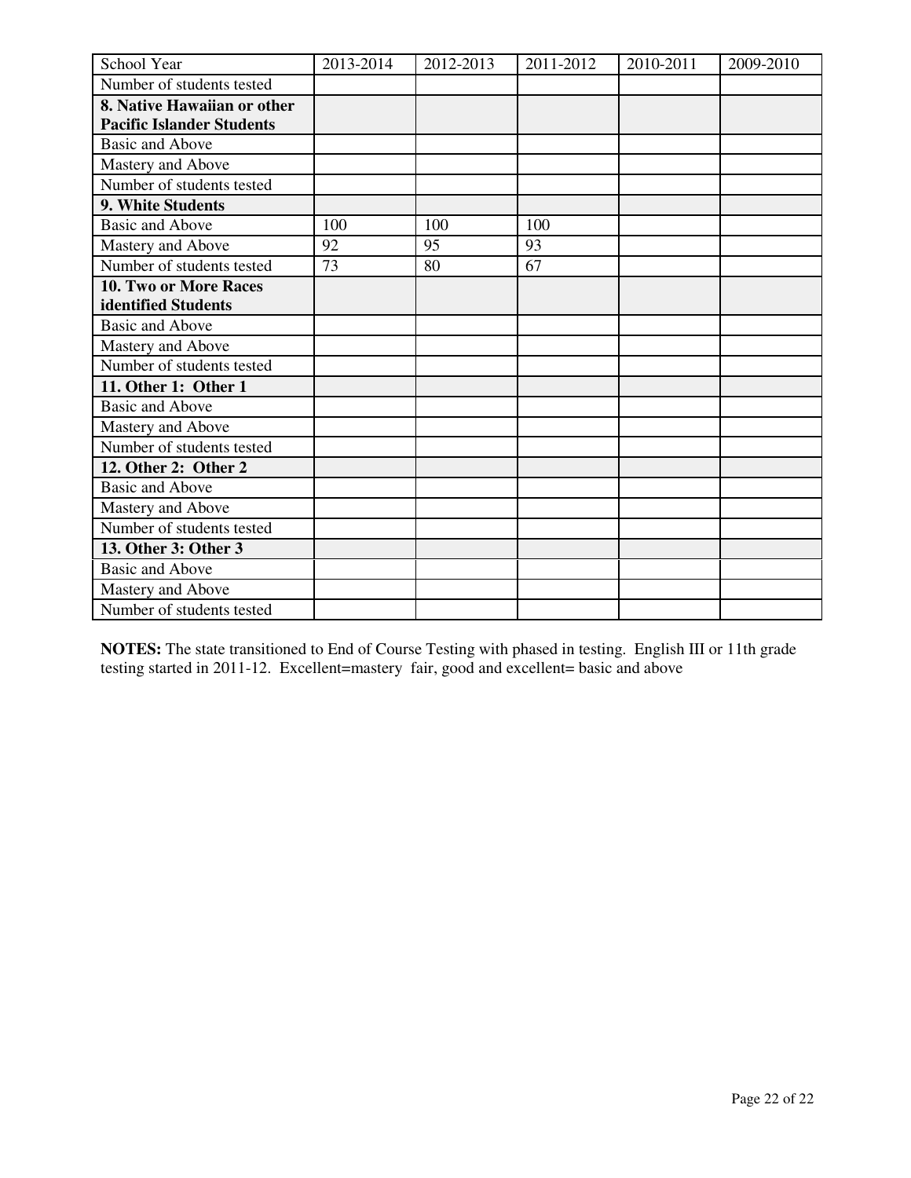| School Year | 2013-2014 | 2012-2013 | 2011-2012 | 2010-2011 | 2009-2010 |
| --- | --- | --- | --- | --- | --- |
| Number of students tested | | | | | |
| **8. Native Hawaiian or other Pacific Islander Students** | | | | | |
| Basic and Above | | | | | |
| Mastery and Above | | | | | |
| Number of students tested | | | | | |
| **9. White Students** | | | | | |
| Basic and Above | 100 | 100 | 100 | | |
| Mastery and Above | 92 | 95 | 93 | | |
| Number of students tested | 73 | 80 | 67 | | |
| **10. Two or More Races identified Students** | | | | | |
| Basic and Above | | | | | |
| Mastery and Above | | | | | |
| Number of students tested | | | | | |
| **11. Other 1: Other 1** | | | | | |
| Basic and Above | | | | | |
| Mastery and Above | | | | | |
| Number of students tested | | | | | |
| **12. Other 2: Other 2** | | | | | |
| Basic and Above | | | | | |
| Mastery and Above | | | | | |
| Number of students tested | | | | | |
| **13. Other 3: Other 3** | | | | | |
| Basic and Above | | | | | |
| Mastery and Above | | | | | |
| Number of students tested | | | | | |

**NOTES:** The state transitioned to End of Course Testing with phased in testing. English III or 11th grade testing started in 2011-12. Excellent=mastery fair, good and excellent= basic and above